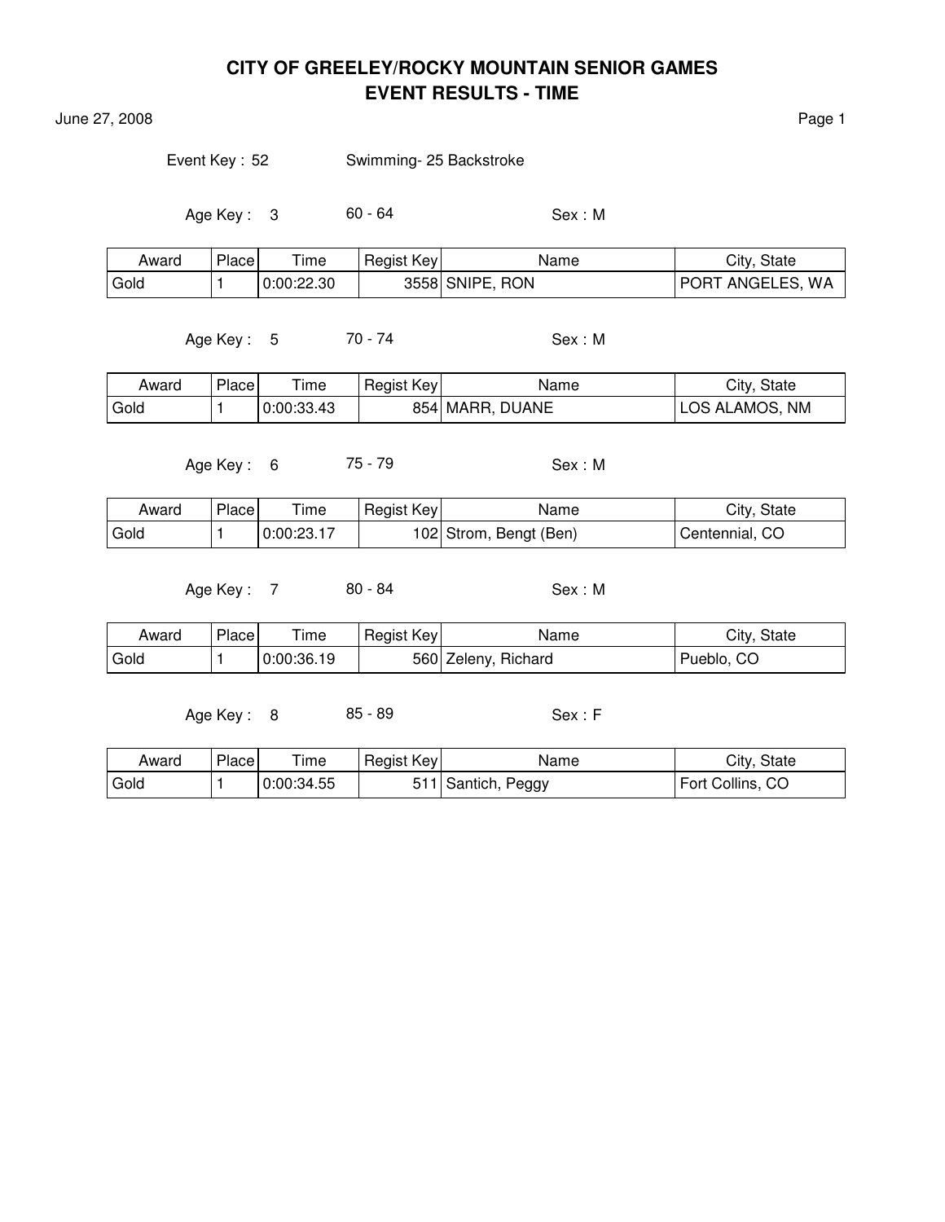# CITY OF GREELEY/ROCKY MOUNTAIN SENIOR GAMES
## EVENT RESULTS - TIME

June 27, 2008

Event Key : 52 Swimming- 25 Backstroke

Age Key : 3 60 - 64 Sex : M

| Award | Place | Time | Regist Key | Name | City, State |
|---|---|---|---|---|---|
| Gold | 1 | 0:00:22.30 | 3558 | SNIPE, RON | PORT ANGELES, WA |

Age Key : 5 70 - 74 Sex : M

| Award | Place | Time | Regist Key | Name | City, State |
|---|---|---|---|---|---|
| Gold | 1 | 0:00:33.43 | 854 | MARR, DUANE | LOS ALAMOS, NM |

Age Key : 6 75 - 79 Sex : M

| Award | Place | Time | Regist Key | Name | City, State |
|---|---|---|---|---|---|
| Gold | 1 | 0:00:23.17 | 102 | Strom, Bengt (Ben) | Centennial, CO |

Age Key : 7 80 - 84 Sex : M

| Award | Place | Time | Regist Key | Name | City, State |
|---|---|---|---|---|---|
| Gold | 1 | 0:00:36.19 | 560 | Zeleny, Richard | Pueblo, CO |

Age Key : 8 85 - 89 Sex : F

| Award | Place | Time | Regist Key | Name | City, State |
|---|---|---|---|---|---|
| Gold | 1 | 0:00:34.55 | 511 | Santich, Peggy | Fort Collins, CO |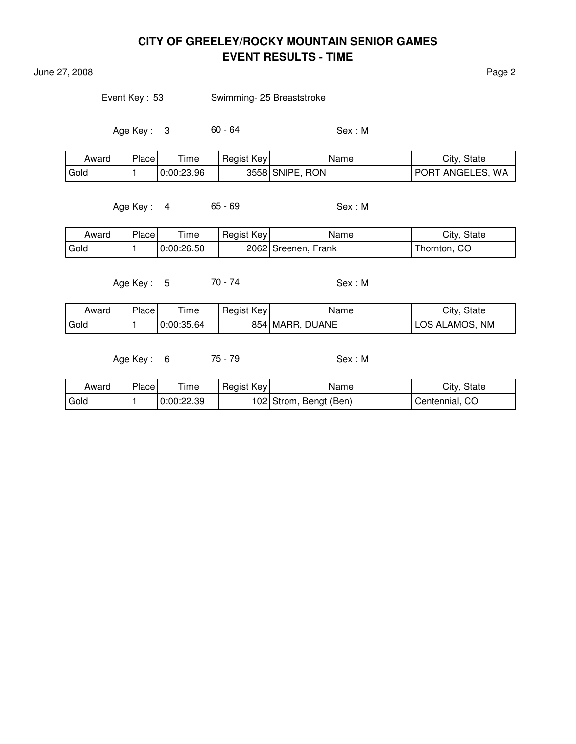# CITY OF GREELEY/ROCKY MOUNTAIN SENIOR GAMES
## EVENT RESULTS - TIME

June 27, 2008

Event Key : 53 Swimming- 25 Breaststroke

Age Key : 3 60 - 64 Sex : M

| Award | Place | Time | Regist Key | Name | City, State |
|---|---|---|---|---|---|
| Gold | 1 | 0:00:23.96 | 3558 | SNIPE, RON | PORT ANGELES, WA |

Age Key : 4 65 - 69 Sex : M

| Award | Place | Time | Regist Key | Name | City, State |
|---|---|---|---|---|---|
| Gold | 1 | 0:00:26.50 | 2062 | Sreenen, Frank | Thornton, CO |

Age Key : 5 70 - 74 Sex : M

| Award | Place | Time | Regist Key | Name | City, State |
|---|---|---|---|---|---|
| Gold | 1 | 0:00:35.64 | 854 | MARR, DUANE | LOS ALAMOS, NM |

Age Key : 6 75 - 79 Sex : M

| Award | Place | Time | Regist Key | Name | City, State |
|---|---|---|---|---|---|
| Gold | 1 | 0:00:22.39 | 102 | Strom, Bengt (Ben) | Centennial, CO |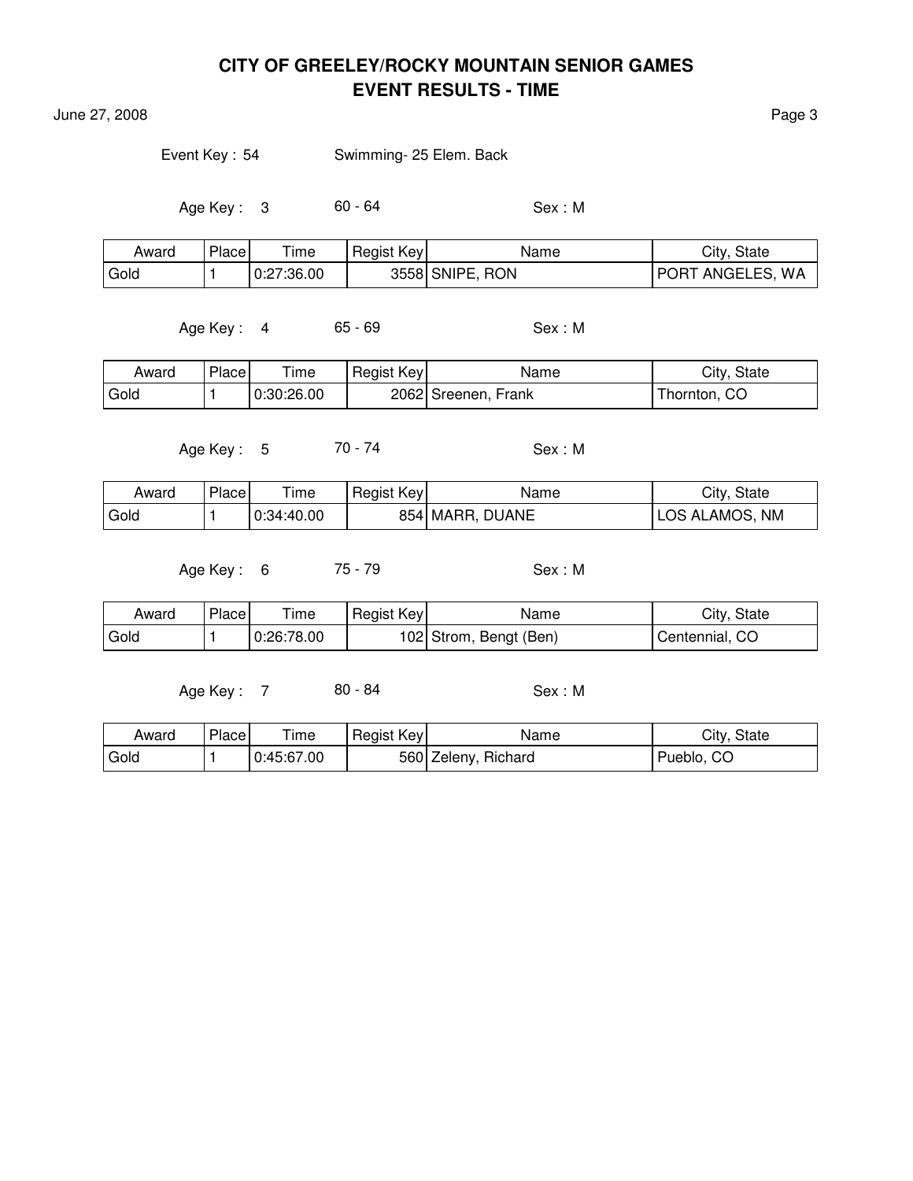# CITY OF GREELEY/ROCKY MOUNTAIN SENIOR GAMES
## EVENT RESULTS - TIME

June 27, 2008

Event Key : 54 Swimming- 25 Elem. Back

Age Key : 3 60 - 64 Sex : M

| Award | Place | Time | Regist Key | Name | City, State |
|---|---|---|---|---|---|
| Gold | 1 | 0:27:36.00 | 3558 | SNIPE, RON | PORT ANGELES, WA |

Age Key : 4 65 - 69 Sex : M

| Award | Place | Time | Regist Key | Name | City, State |
|---|---|---|---|---|---|
| Gold | 1 | 0:30:26.00 | 2062 | Sreenen, Frank | Thornton, CO |

Age Key : 5 70 - 74 Sex : M

| Award | Place | Time | Regist Key | Name | City, State |
|---|---|---|---|---|---|
| Gold | 1 | 0:34:40.00 | 854 | MARR, DUANE | LOS ALAMOS, NM |

Age Key : 6 75 - 79 Sex : M

| Award | Place | Time | Regist Key | Name | City, State |
|---|---|---|---|---|---|
| Gold | 1 | 0:26:78.00 | 102 | Strom, Bengt (Ben) | Centennial, CO |

Age Key : 7 80 - 84 Sex : M

| Award | Place | Time | Regist Key | Name | City, State |
|---|---|---|---|---|---|
| Gold | 1 | 0:45:67.00 | 560 | Zeleny, Richard | Pueblo, CO |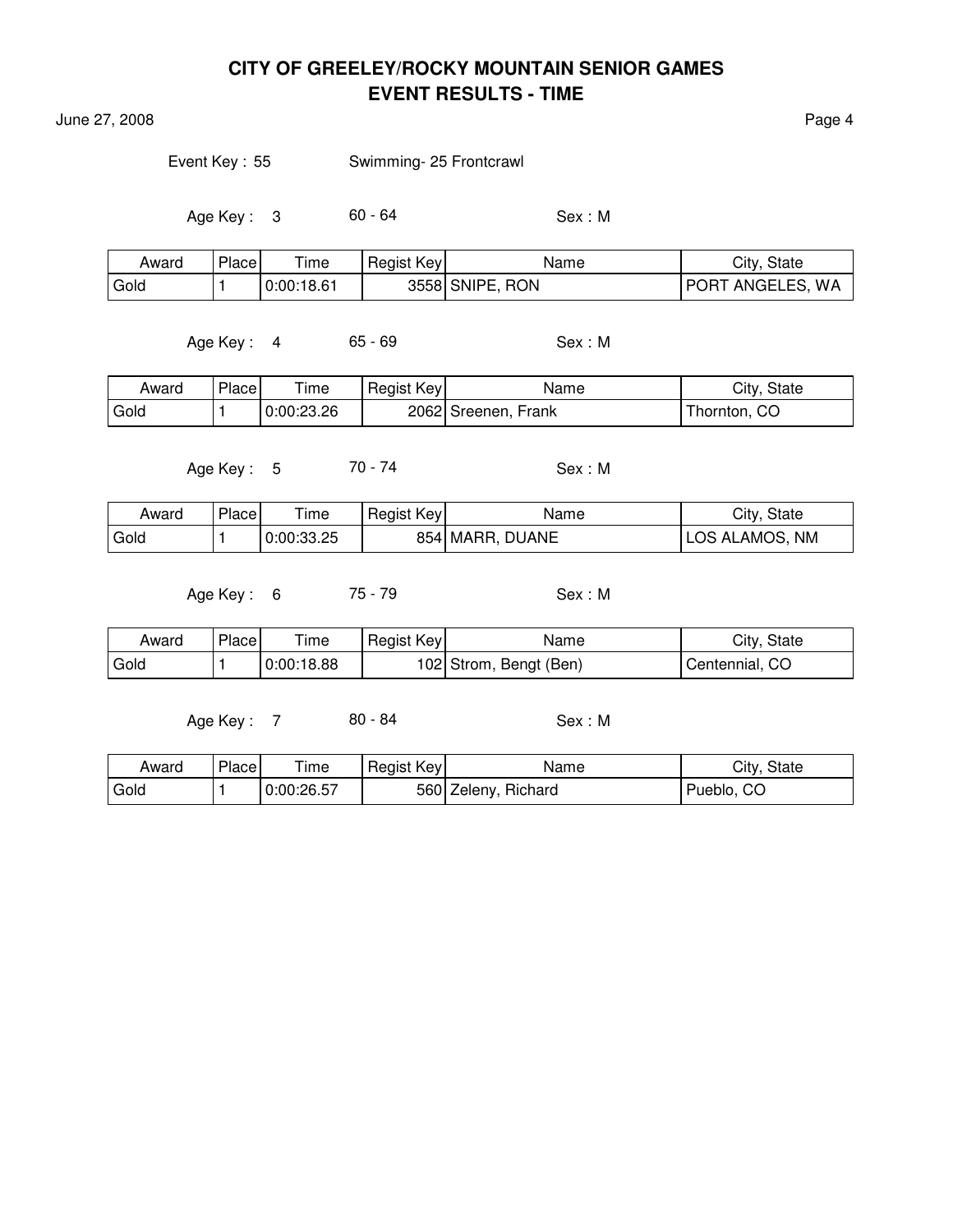# CITY OF GREELEY/ROCKY MOUNTAIN SENIOR GAMES
## EVENT RESULTS - TIME

June 27, 2008

Event Key : 55 Swimming- 25 Frontcrawl

Age Key : 3 60 - 64 Sex : M

| Award | Place | Time | Regist Key | Name | City, State |
|---|---|---|---|---|---|
| Gold | 1 | 0:00:18.61 | 3558 | SNIPE, RON | PORT ANGELES, WA |

Age Key : 4 65 - 69 Sex : M

| Award | Place | Time | Regist Key | Name | City, State |
|---|---|---|---|---|---|
| Gold | 1 | 0:00:23.26 | 2062 | Sreenen, Frank | Thornton, CO |

Age Key : 5 70 - 74 Sex : M

| Award | Place | Time | Regist Key | Name | City, State |
|---|---|---|---|---|---|
| Gold | 1 | 0:00:33.25 | 854 | MARR, DUANE | LOS ALAMOS, NM |

Age Key : 6 75 - 79 Sex : M

| Award | Place | Time | Regist Key | Name | City, State |
|---|---|---|---|---|---|
| Gold | 1 | 0:00:18.88 | 102 | Strom, Bengt (Ben) | Centennial, CO |

Age Key : 7 80 - 84 Sex : M

| Award | Place | Time | Regist Key | Name | City, State |
|---|---|---|---|---|---|
| Gold | 1 | 0:00:26.57 | 560 | Zeleny, Richard | Pueblo, CO |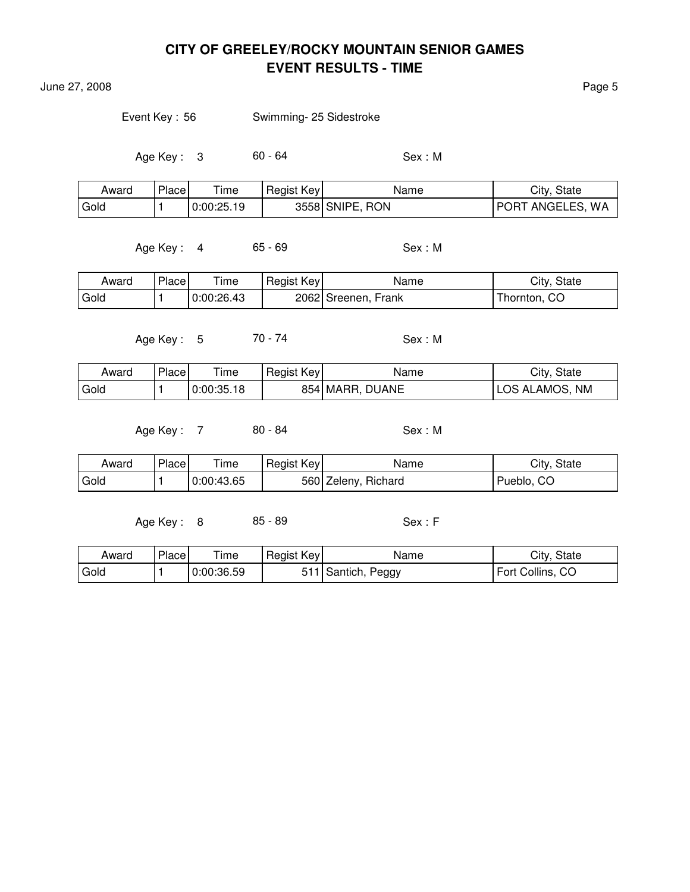# CITY OF GREELEY/ROCKY MOUNTAIN SENIOR GAMES
## EVENT RESULTS - TIME

June 27, 2008

Event Key : 56 Swimming- 25 Sidestroke

Age Key : 3 60 - 64 Sex : M

| Award | Place | Time | Regist Key | Name | City, State |
|---|---|---|---|---|---|
| Gold | 1 | 0:00:25.19 | 3558 | SNIPE, RON | PORT ANGELES, WA |

Age Key : 4 65 - 69 Sex : M

| Award | Place | Time | Regist Key | Name | City, State |
|---|---|---|---|---|---|
| Gold | 1 | 0:00:26.43 | 2062 | Sreenen, Frank | Thornton, CO |

Age Key : 5 70 - 74 Sex : M

| Award | Place | Time | Regist Key | Name | City, State |
|---|---|---|---|---|---|
| Gold | 1 | 0:00:35.18 | 854 | MARR, DUANE | LOS ALAMOS, NM |

Age Key : 7 80 - 84 Sex : M

| Award | Place | Time | Regist Key | Name | City, State |
|---|---|---|---|---|---|
| Gold | 1 | 0:00:43.65 | 560 | Zeleny, Richard | Pueblo, CO |

Age Key : 8 85 - 89 Sex : F

| Award | Place | Time | Regist Key | Name | City, State |
|---|---|---|---|---|---|
| Gold | 1 | 0:00:36.59 | 511 | Santich, Peggy | Fort Collins, CO |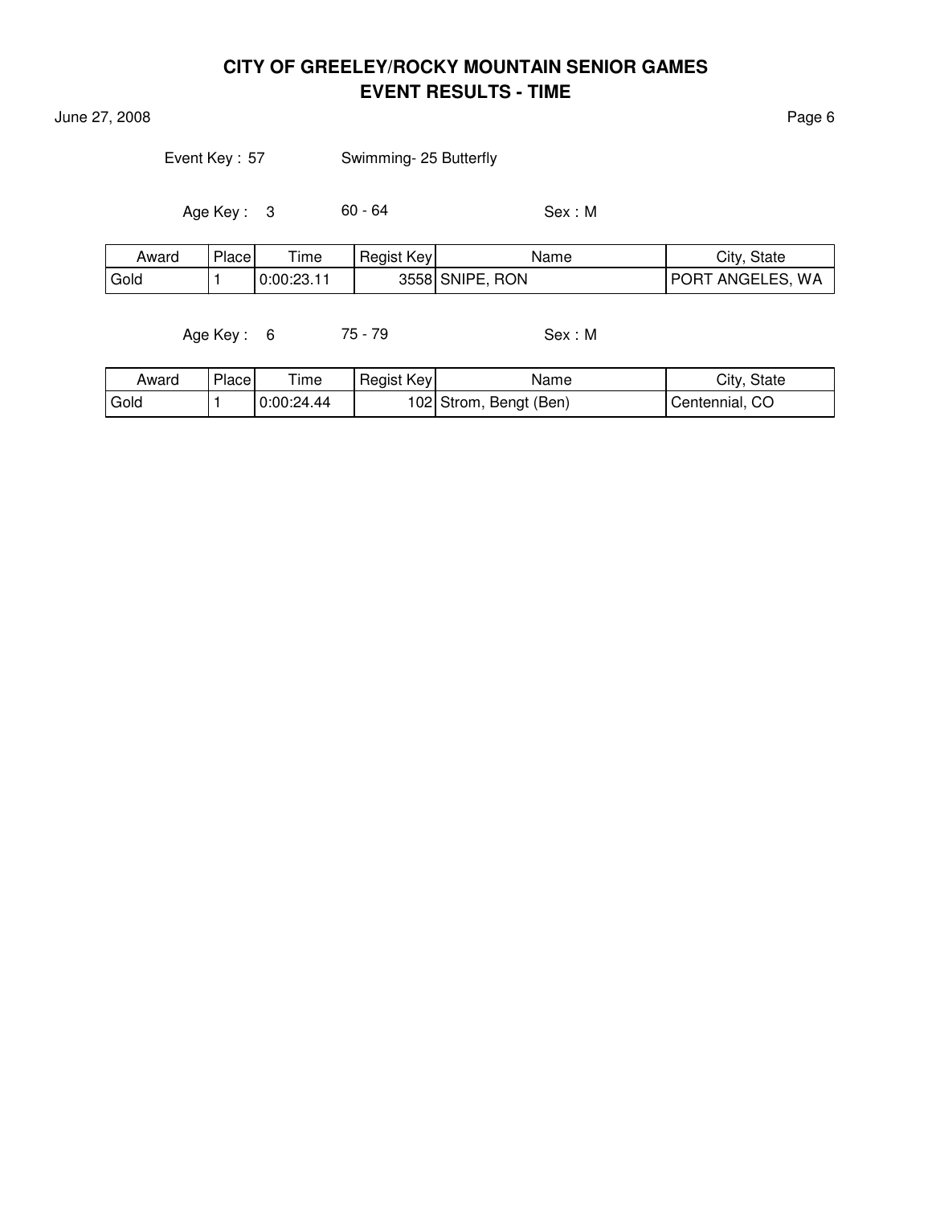# CITY OF GREELEY/ROCKY MOUNTAIN SENIOR GAMES
## EVENT RESULTS - TIME

June 27, 2008

Event Key : 57 Swimming- 25 Butterfly

Age Key : 3 60 - 64 Sex : M

| Award | Place | Time | Regist Key | Name | City, State |
|---|---|---|---|---|---|
| Gold | 1 | 0:00:23.11 | 3558 | SNIPE, RON | PORT ANGELES, WA |

Age Key : 6 75 - 79 Sex : M

| Award | Place | Time | Regist Key | Name | City, State |
|---|---|---|---|---|---|
| Gold | 1 | 0:00:24.44 | 102 | Strom, Bengt (Ben) | Centennial, CO |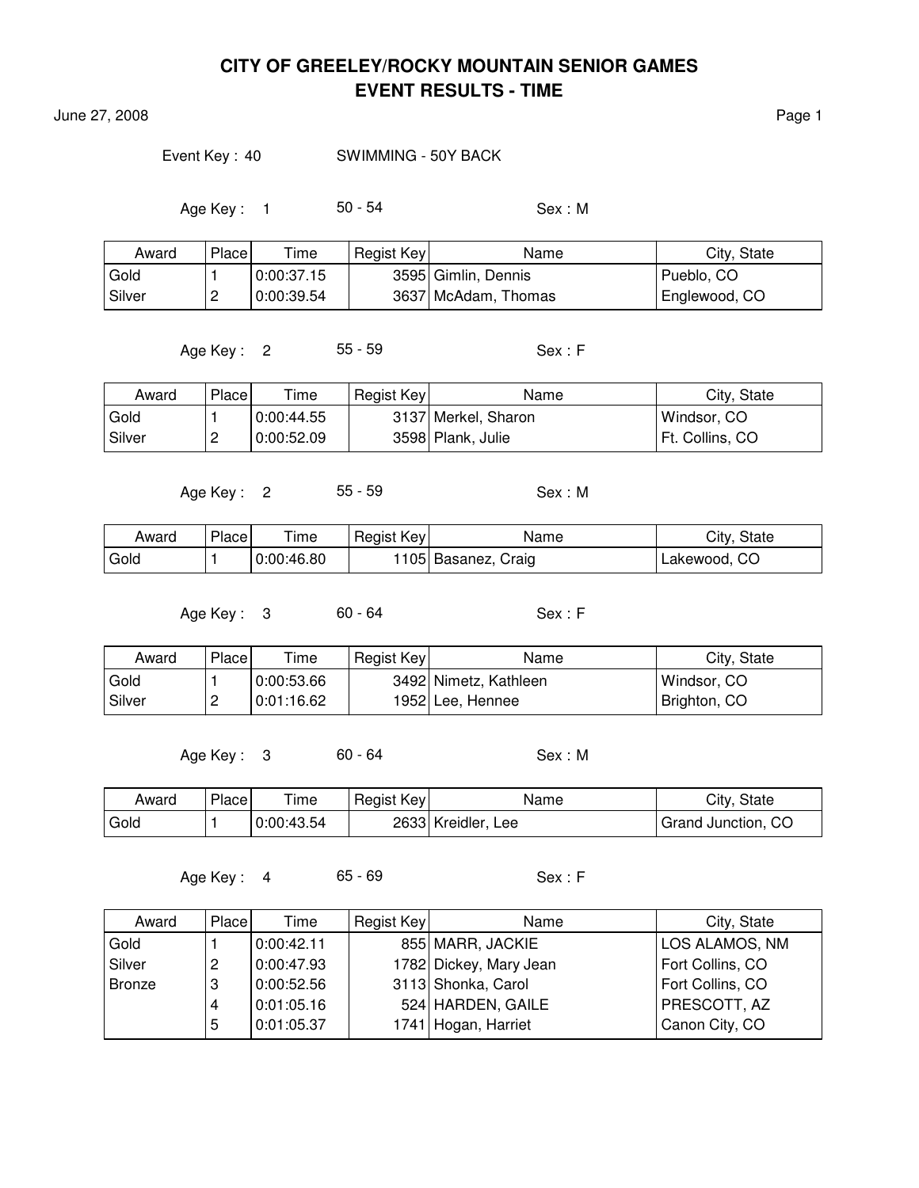# CITY OF GREELEY/ROCKY MOUNTAIN SENIOR GAMES
## EVENT RESULTS - TIME

June 27, 2008

Event Key : 40 SWIMMING - 50Y BACK

Age Key : 1 50 - 54 Sex : M

| Award | Place | Time | Regist Key | Name | City, State |
|---|---|---|---|---|---|
| Gold | 1 | 0:00:37.15 | 3595 | Gimlin, Dennis | Pueblo, CO |
| Silver | 2 | 0:00:39.54 | 3637 | McAdam, Thomas | Englewood, CO |

Age Key : 2 55 - 59 Sex : F

| Award | Place | Time | Regist Key | Name | City, State |
|---|---|---|---|---|---|
| Gold | 1 | 0:00:44.55 | 3137 | Merkel, Sharon | Windsor, CO |
| Silver | 2 | 0:00:52.09 | 3598 | Plank, Julie | Ft. Collins, CO |

Age Key : 2 55 - 59 Sex : M

| Award | Place | Time | Regist Key | Name | City, State |
|---|---|---|---|---|---|
| Gold | 1 | 0:00:46.80 | 1105 | Basanez, Craig | Lakewood, CO |

Age Key : 3 60 - 64 Sex : F

| Award | Place | Time | Regist Key | Name | City, State |
|---|---|---|---|---|---|
| Gold | 1 | 0:00:53.66 | 3492 | Nimetz, Kathleen | Windsor, CO |
| Silver | 2 | 0:01:16.62 | 1952 | Lee, Hennee | Brighton, CO |

Age Key : 3 60 - 64 Sex : M

| Award | Place | Time | Regist Key | Name | City, State |
|---|---|---|---|---|---|
| Gold | 1 | 0:00:43.54 | 2633 | Kreidler, Lee | Grand Junction, CO |

Age Key : 4 65 - 69 Sex : F

| Award | Place | Time | Regist Key | Name | City, State |
|---|---|---|---|---|---|
| Gold | 1 | 0:00:42.11 | 855 | MARR, JACKIE | LOS ALAMOS, NM |
| Silver | 2 | 0:00:47.93 | 1782 | Dickey, Mary Jean | Fort Collins, CO |
| Bronze | 3 | 0:00:52.56 | 3113 | Shonka, Carol | Fort Collins, CO |
| | 4 | 0:01:05.16 | 524 | HARDEN, GAILE | PRESCOTT, AZ |
| | 5 | 0:01:05.37 | 1741 | Hogan, Harriet | Canon City, CO |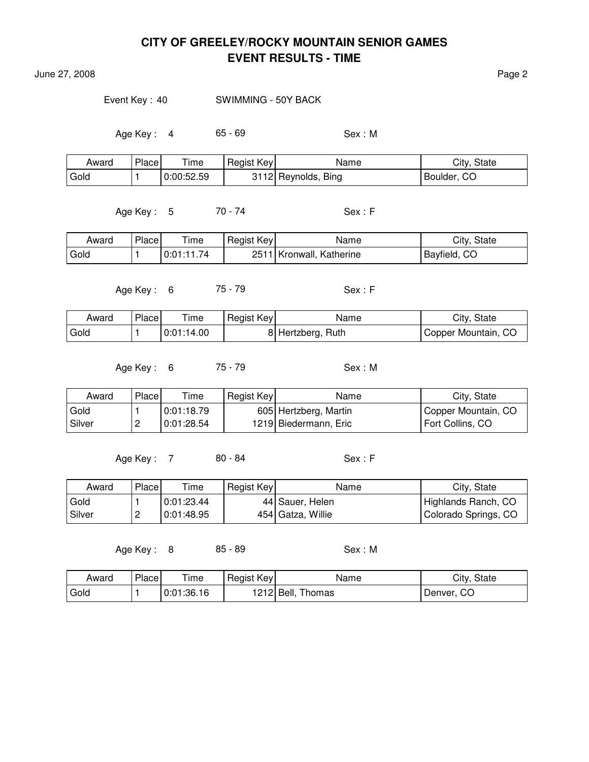# CITY OF GREELEY/ROCKY MOUNTAIN SENIOR GAMES
## EVENT RESULTS - TIME

June 27, 2008

Event Key : 40 SWIMMING - 50Y BACK

Age Key : 4 65 - 69 Sex : M

| Award | Place | Time | Regist Key | Name | City, State |
|---|---|---|---|---|---|
| Gold | 1 | 0:00:52.59 | 3112 | Reynolds, Bing | Boulder, CO |

Age Key : 5 70 - 74 Sex : F

| Award | Place | Time | Regist Key | Name | City, State |
|---|---|---|---|---|---|
| Gold | 1 | 0:01:11.74 | 2511 | Kronwall, Katherine | Bayfield, CO |

Age Key : 6 75 - 79 Sex : F

| Award | Place | Time | Regist Key | Name | City, State |
|---|---|---|---|---|---|
| Gold | 1 | 0:01:14.00 | 8 | Hertzberg, Ruth | Copper Mountain, CO |

Age Key : 6 75 - 79 Sex : M

| Award | Place | Time | Regist Key | Name | City, State |
|---|---|---|---|---|---|
| Gold | 1 | 0:01:18.79 | 605 | Hertzberg, Martin | Copper Mountain, CO |
| Silver | 2 | 0:01:28.54 | 1219 | Biedermann, Eric | Fort Collins, CO |

Age Key : 7 80 - 84 Sex : F

| Award | Place | Time | Regist Key | Name | City, State |
|---|---|---|---|---|---|
| Gold | 1 | 0:01:23.44 | 44 | Sauer, Helen | Highlands Ranch, CO |
| Silver | 2 | 0:01:48.95 | 454 | Gatza, Willie | Colorado Springs, CO |

Age Key : 8 85 - 89 Sex : M

| Award | Place | Time | Regist Key | Name | City, State |
|---|---|---|---|---|---|
| Gold | 1 | 0:01:36.16 | 1212 | Bell, Thomas | Denver, CO |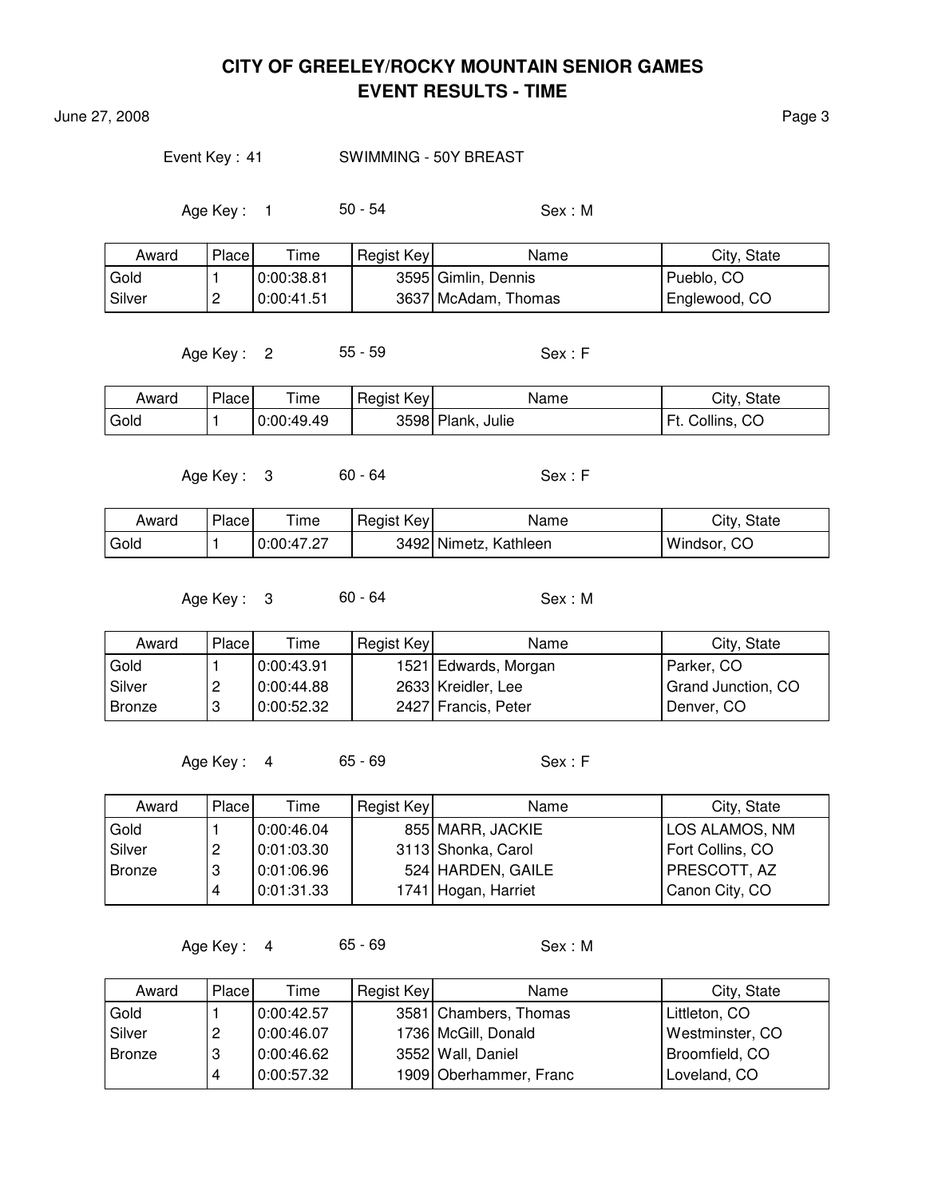# CITY OF GREELEY/ROCKY MOUNTAIN SENIOR GAMES
## EVENT RESULTS - TIME

June 27, 2008

Event Key : 41 SWIMMING - 50Y BREAST

Age Key : 1 50 - 54 Sex : M

| Award | Place | Time | Regist Key | Name | City, State |
|---|---|---|---|---|---|
| Gold | 1 | 0:00:38.81 | 3595 | Gimlin, Dennis | Pueblo, CO |
| Silver | 2 | 0:00:41.51 | 3637 | McAdam, Thomas | Englewood, CO |

Age Key : 2 55 - 59 Sex : F

| Award | Place | Time | Regist Key | Name | City, State |
|---|---|---|---|---|---|
| Gold | 1 | 0:00:49.49 | 3598 | Plank, Julie | Ft. Collins, CO |

Age Key : 3 60 - 64 Sex : F

| Award | Place | Time | Regist Key | Name | City, State |
|---|---|---|---|---|---|
| Gold | 1 | 0:00:47.27 | 3492 | Nimetz, Kathleen | Windsor, CO |

Age Key : 3 60 - 64 Sex : M

| Award | Place | Time | Regist Key | Name | City, State |
|---|---|---|---|---|---|
| Gold | 1 | 0:00:43.91 | 1521 | Edwards, Morgan | Parker, CO |
| Silver | 2 | 0:00:44.88 | 2633 | Kreidler, Lee | Grand Junction, CO |
| Bronze | 3 | 0:00:52.32 | 2427 | Francis, Peter | Denver, CO |

Age Key : 4 65 - 69 Sex : F

| Award | Place | Time | Regist Key | Name | City, State |
|---|---|---|---|---|---|
| Gold | 1 | 0:00:46.04 | 855 | MARR, JACKIE | LOS ALAMOS, NM |
| Silver | 2 | 0:01:03.30 | 3113 | Shonka, Carol | Fort Collins, CO |
| Bronze | 3 | 0:01:06.96 | 524 | HARDEN, GAILE | PRESCOTT, AZ |
| | 4 | 0:01:31.33 | 1741 | Hogan, Harriet | Canon City, CO |

Age Key : 4 65 - 69 Sex : M

| Award | Place | Time | Regist Key | Name | City, State |
|---|---|---|---|---|---|
| Gold | 1 | 0:00:42.57 | 3581 | Chambers, Thomas | Littleton, CO |
| Silver | 2 | 0:00:46.07 | 1736 | McGill, Donald | Westminster, CO |
| Bronze | 3 | 0:00:46.62 | 3552 | Wall, Daniel | Broomfield, CO |
| | 4 | 0:00:57.32 | 1909 | Oberhammer, Franc | Loveland, CO |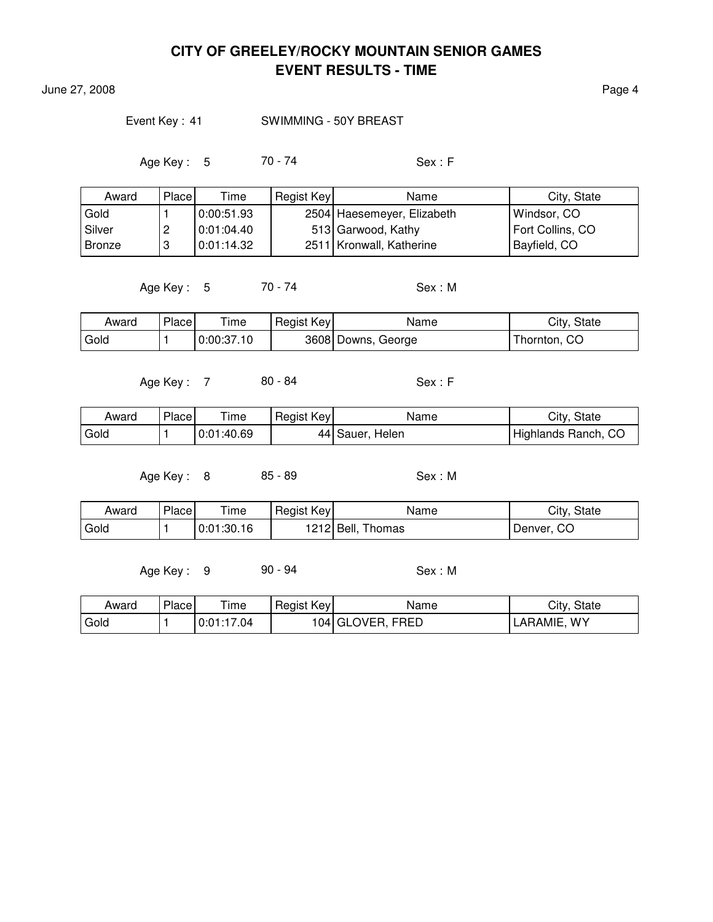# CITY OF GREELEY/ROCKY MOUNTAIN SENIOR GAMES
## EVENT RESULTS - TIME

June 27, 2008

Event Key : 41 SWIMMING - 50Y BREAST

Age Key : 5 70 - 74 Sex : F

| Award | Place | Time | Regist Key | Name | City, State |
|---|---|---|---|---|---|
| Gold | 1 | 0:00:51.93 | 2504 | Haesemeyer, Elizabeth | Windsor, CO |
| Silver | 2 | 0:01:04.40 | 513 | Garwood, Kathy | Fort Collins, CO |
| Bronze | 3 | 0:01:14.32 | 2511 | Kronwall, Katherine | Bayfield, CO |

Age Key : 5 70 - 74 Sex : M

| Award | Place | Time | Regist Key | Name | City, State |
|---|---|---|---|---|---|
| Gold | 1 | 0:00:37.10 | 3608 | Downs, George | Thornton, CO |

Age Key : 7 80 - 84 Sex : F

| Award | Place | Time | Regist Key | Name | City, State |
|---|---|---|---|---|---|
| Gold | 1 | 0:01:40.69 | 44 | Sauer, Helen | Highlands Ranch, CO |

Age Key : 8 85 - 89 Sex : M

| Award | Place | Time | Regist Key | Name | City, State |
|---|---|---|---|---|---|
| Gold | 1 | 0:01:30.16 | 1212 | Bell, Thomas | Denver, CO |

Age Key : 9 90 - 94 Sex : M

| Award | Place | Time | Regist Key | Name | City, State |
|---|---|---|---|---|---|
| Gold | 1 | 0:01:17.04 | 104 | GLOVER, FRED | LARAMIE, WY |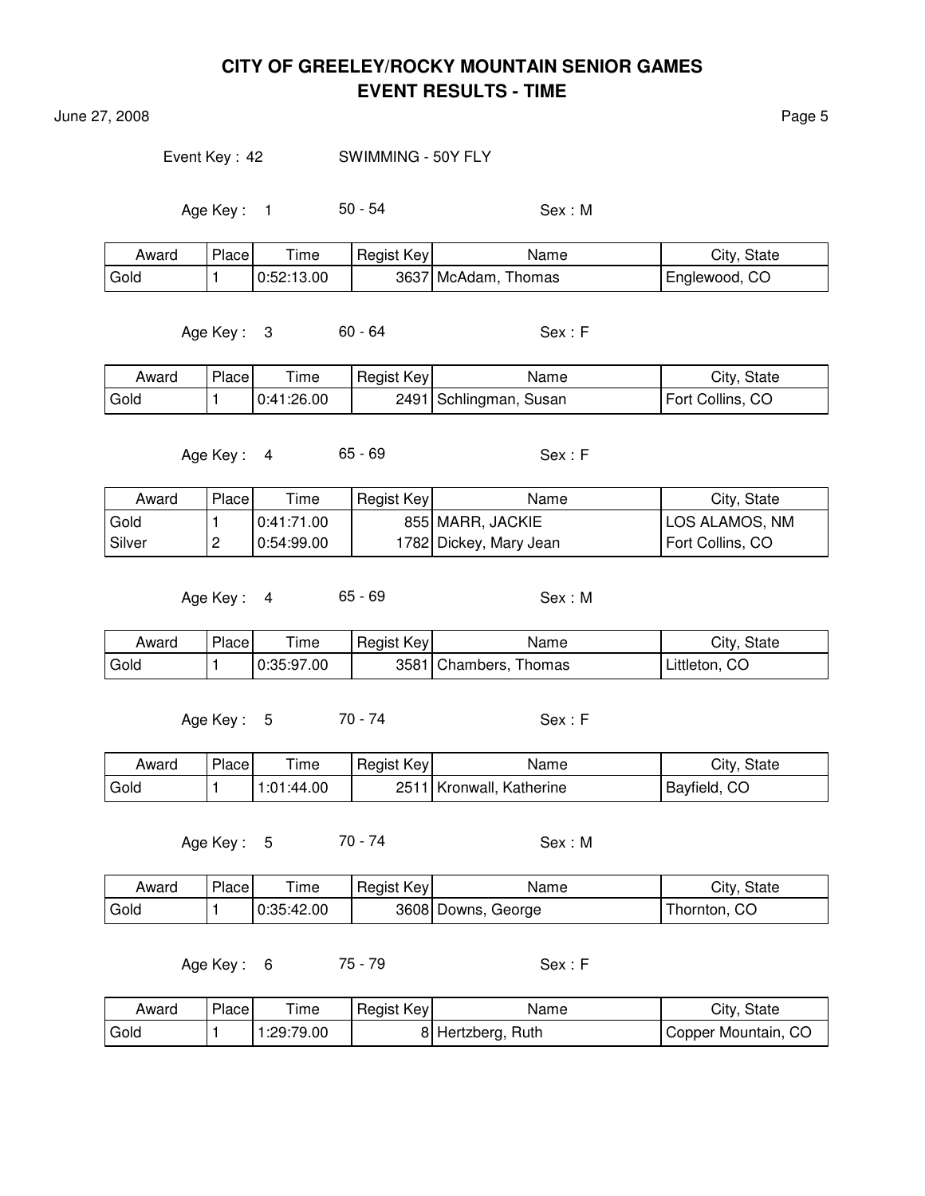# CITY OF GREELEY/ROCKY MOUNTAIN SENIOR GAMES
## EVENT RESULTS - TIME

June 27, 2008

Event Key : 42 SWIMMING - 50Y FLY

Age Key : 1 50 - 54 Sex : M

| Award | Place | Time | Regist Key | Name | City, State |
|---|---|---|---|---|---|
| Gold | 1 | 0:52:13.00 | 3637 | McAdam, Thomas | Englewood, CO |

Age Key : 3 60 - 64 Sex : F

| Award | Place | Time | Regist Key | Name | City, State |
|---|---|---|---|---|---|
| Gold | 1 | 0:41:26.00 | 2491 | Schlingman, Susan | Fort Collins, CO |

Age Key : 4 65 - 69 Sex : F

| Award | Place | Time | Regist Key | Name | City, State |
|---|---|---|---|---|---|
| Gold | 1 | 0:41:71.00 | 855 | MARR, JACKIE | LOS ALAMOS, NM |
| Silver | 2 | 0:54:99.00 | 1782 | Dickey, Mary Jean | Fort Collins, CO |

Age Key : 4 65 - 69 Sex : M

| Award | Place | Time | Regist Key | Name | City, State |
|---|---|---|---|---|---|
| Gold | 1 | 0:35:97.00 | 3581 | Chambers, Thomas | Littleton, CO |

Age Key : 5 70 - 74 Sex : F

| Award | Place | Time | Regist Key | Name | City, State |
|---|---|---|---|---|---|
| Gold | 1 | 1:01:44.00 | 2511 | Kronwall, Katherine | Bayfield, CO |

Age Key : 5 70 - 74 Sex : M

| Award | Place | Time | Regist Key | Name | City, State |
|---|---|---|---|---|---|
| Gold | 1 | 0:35:42.00 | 3608 | Downs, George | Thornton, CO |

Age Key : 6 75 - 79 Sex : F

| Award | Place | Time | Regist Key | Name | City, State |
|---|---|---|---|---|---|
| Gold | 1 | 1:29:79.00 | 8 | Hertzberg, Ruth | Copper Mountain, CO |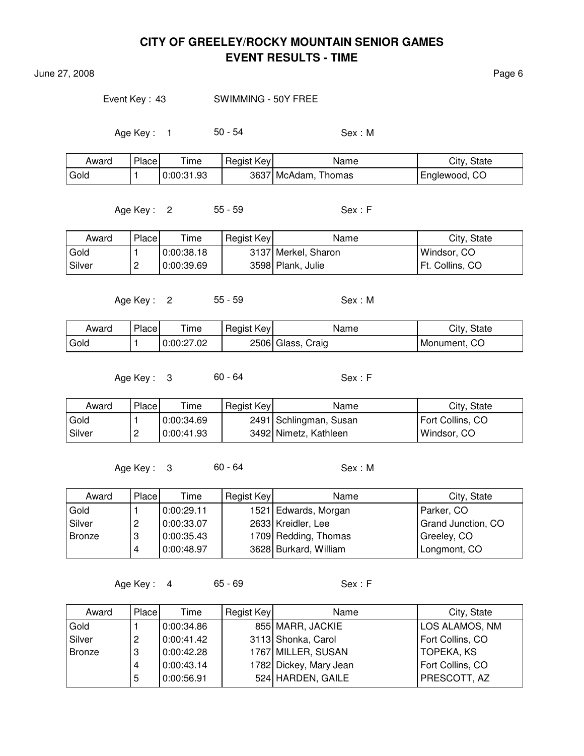# CITY OF GREELEY/ROCKY MOUNTAIN SENIOR GAMES
## EVENT RESULTS - TIME

June 27, 2008

Event Key : 43 SWIMMING - 50Y FREE

Age Key : 1 50 - 54 Sex : M

| Award | Place | Time | Regist Key | Name | City, State |
|---|---|---|---|---|---|
| Gold | 1 | 0:00:31.93 | 3637 | McAdam, Thomas | Englewood, CO |

Age Key : 2 55 - 59 Sex : F

| Award | Place | Time | Regist Key | Name | City, State |
|---|---|---|---|---|---|
| Gold | 1 | 0:00:38.18 | 3137 | Merkel, Sharon | Windsor, CO |
| Silver | 2 | 0:00:39.69 | 3598 | Plank, Julie | Ft. Collins, CO |

Age Key : 2 55 - 59 Sex : M

| Award | Place | Time | Regist Key | Name | City, State |
|---|---|---|---|---|---|
| Gold | 1 | 0:00:27.02 | 2506 | Glass, Craig | Monument, CO |

Age Key : 3 60 - 64 Sex : F

| Award | Place | Time | Regist Key | Name | City, State |
|---|---|---|---|---|---|
| Gold | 1 | 0:00:34.69 | 2491 | Schlingman, Susan | Fort Collins, CO |
| Silver | 2 | 0:00:41.93 | 3492 | Nimetz, Kathleen | Windsor, CO |

Age Key : 3 60 - 64 Sex : M

| Award | Place | Time | Regist Key | Name | City, State |
|---|---|---|---|---|---|
| Gold | 1 | 0:00:29.11 | 1521 | Edwards, Morgan | Parker, CO |
| Silver | 2 | 0:00:33.07 | 2633 | Kreidler, Lee | Grand Junction, CO |
| Bronze | 3 | 0:00:35.43 | 1709 | Redding, Thomas | Greeley, CO |
| | 4 | 0:00:48.97 | 3628 | Burkard, William | Longmont, CO |

Age Key : 4 65 - 69 Sex : F

| Award | Place | Time | Regist Key | Name | City, State |
|---|---|---|---|---|---|
| Gold | 1 | 0:00:34.86 | 855 | MARR, JACKIE | LOS ALAMOS, NM |
| Silver | 2 | 0:00:41.42 | 3113 | Shonka, Carol | Fort Collins, CO |
| Bronze | 3 | 0:00:42.28 | 1767 | MILLER, SUSAN | TOPEKA, KS |
| | 4 | 0:00:43.14 | 1782 | Dickey, Mary Jean | Fort Collins, CO |
| | 5 | 0:00:56.91 | 524 | HARDEN, GAILE | PRESCOTT, AZ |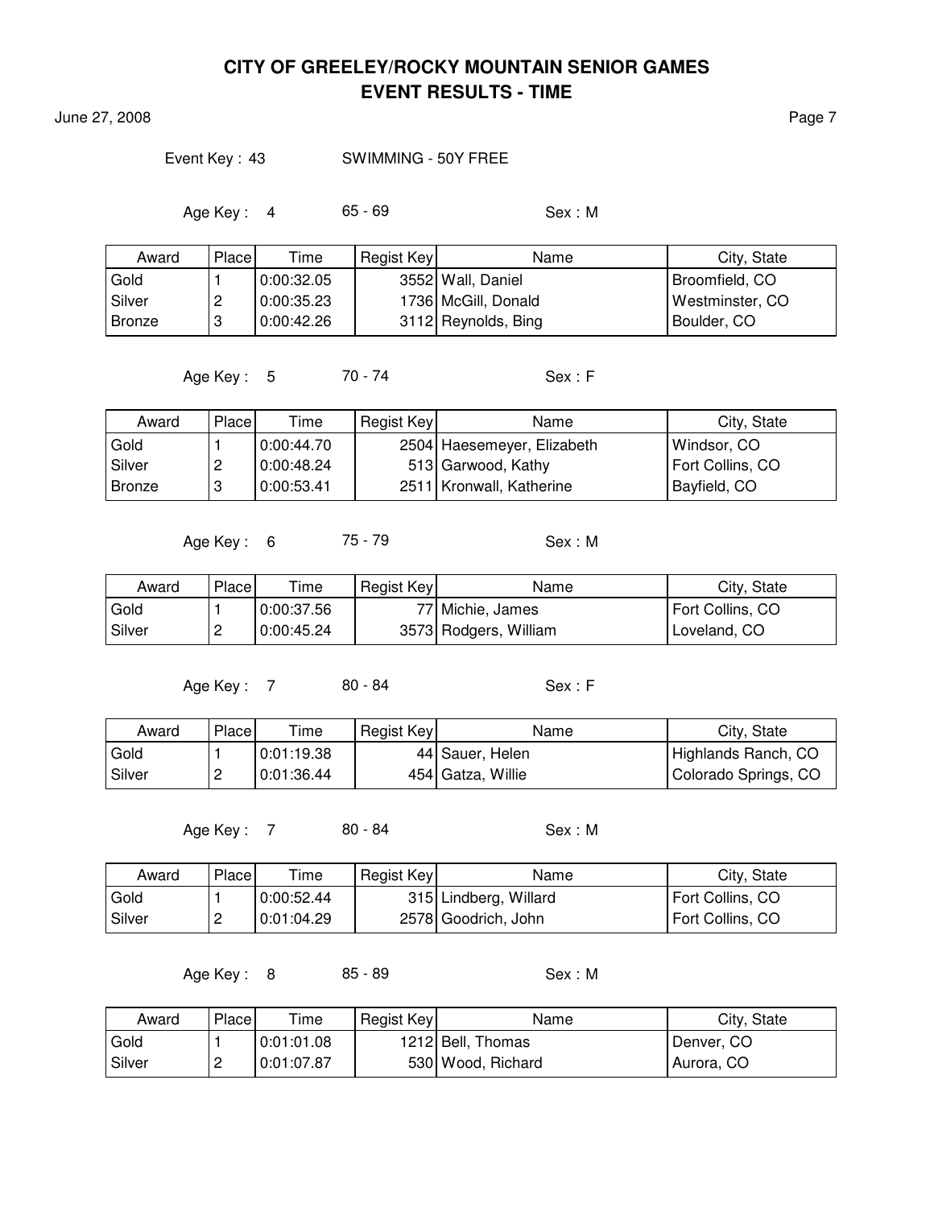# CITY OF GREELEY/ROCKY MOUNTAIN SENIOR GAMES
## EVENT RESULTS - TIME

June 27, 2008

Event Key : 43 SWIMMING - 50Y FREE

Age Key : 4 65 - 69 Sex : M

| Award | Place | Time | Regist Key | Name | City, State |
|---|---|---|---|---|---|
| Gold | 1 | 0:00:32.05 | 3552 | Wall, Daniel | Broomfield, CO |
| Silver | 2 | 0:00:35.23 | 1736 | McGill, Donald | Westminster, CO |
| Bronze | 3 | 0:00:42.26 | 3112 | Reynolds, Bing | Boulder, CO |

Age Key : 5 70 - 74 Sex : F

| Award | Place | Time | Regist Key | Name | City, State |
|---|---|---|---|---|---|
| Gold | 1 | 0:00:44.70 | 2504 | Haesemeyer, Elizabeth | Windsor, CO |
| Silver | 2 | 0:00:48.24 | 513 | Garwood, Kathy | Fort Collins, CO |
| Bronze | 3 | 0:00:53.41 | 2511 | Kronwall, Katherine | Bayfield, CO |

Age Key : 6 75 - 79 Sex : M

| Award | Place | Time | Regist Key | Name | City, State |
|---|---|---|---|---|---|
| Gold | 1 | 0:00:37.56 | 77 | Michie, James | Fort Collins, CO |
| Silver | 2 | 0:00:45.24 | 3573 | Rodgers, William | Loveland, CO |

Age Key : 7 80 - 84 Sex : F

| Award | Place | Time | Regist Key | Name | City, State |
|---|---|---|---|---|---|
| Gold | 1 | 0:01:19.38 | 44 | Sauer, Helen | Highlands Ranch, CO |
| Silver | 2 | 0:01:36.44 | 454 | Gatza, Willie | Colorado Springs, CO |

Age Key : 7 80 - 84 Sex : M

| Award | Place | Time | Regist Key | Name | City, State |
|---|---|---|---|---|---|
| Gold | 1 | 0:00:52.44 | 315 | Lindberg, Willard | Fort Collins, CO |
| Silver | 2 | 0:01:04.29 | 2578 | Goodrich, John | Fort Collins, CO |

Age Key : 8 85 - 89 Sex : M

| Award | Place | Time | Regist Key | Name | City, State |
|---|---|---|---|---|---|
| Gold | 1 | 0:01:01.08 | 1212 | Bell, Thomas | Denver, CO |
| Silver | 2 | 0:01:07.87 | 530 | Wood, Richard | Aurora, CO |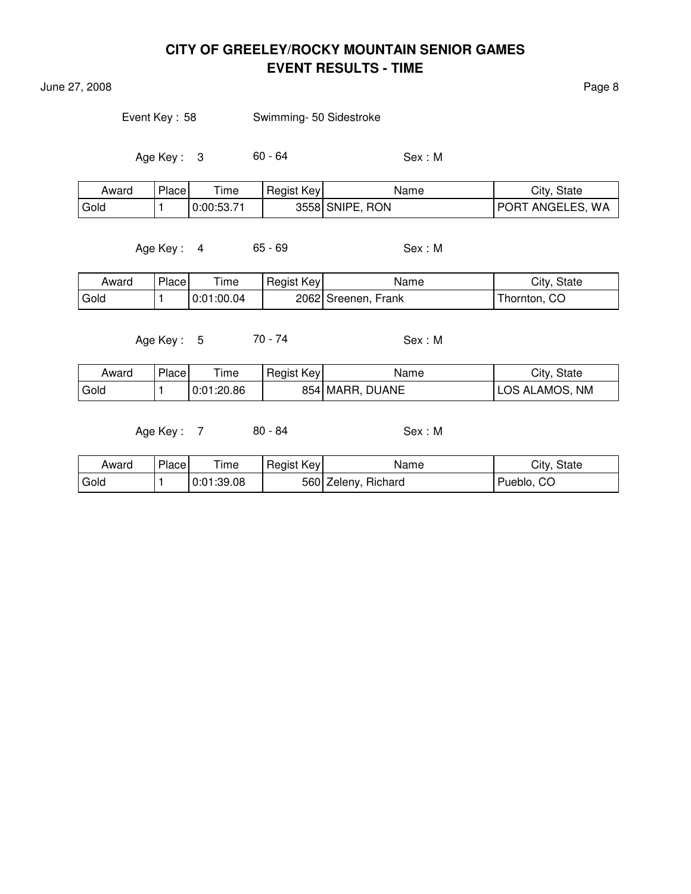# CITY OF GREELEY/ROCKY MOUNTAIN SENIOR GAMES
## EVENT RESULTS - TIME

June 27, 2008

Event Key : 58 Swimming- 50 Sidestroke

Age Key : 3 60 - 64 Sex : M

| Award | Place | Time | Regist Key | Name | City, State |
|---|---|---|---|---|---|
| Gold | 1 | 0:00:53.71 | 3558 | SNIPE, RON | PORT ANGELES, WA |

Age Key : 4 65 - 69 Sex : M

| Award | Place | Time | Regist Key | Name | City, State |
|---|---|---|---|---|---|
| Gold | 1 | 0:01:00.04 | 2062 | Sreenen, Frank | Thornton, CO |

Age Key : 5 70 - 74 Sex : M

| Award | Place | Time | Regist Key | Name | City, State |
|---|---|---|---|---|---|
| Gold | 1 | 0:01:20.86 | 854 | MARR, DUANE | LOS ALAMOS, NM |

Age Key : 7 80 - 84 Sex : M

| Award | Place | Time | Regist Key | Name | City, State |
|---|---|---|---|---|---|
| Gold | 1 | 0:01:39.08 | 560 | Zeleny, Richard | Pueblo, CO |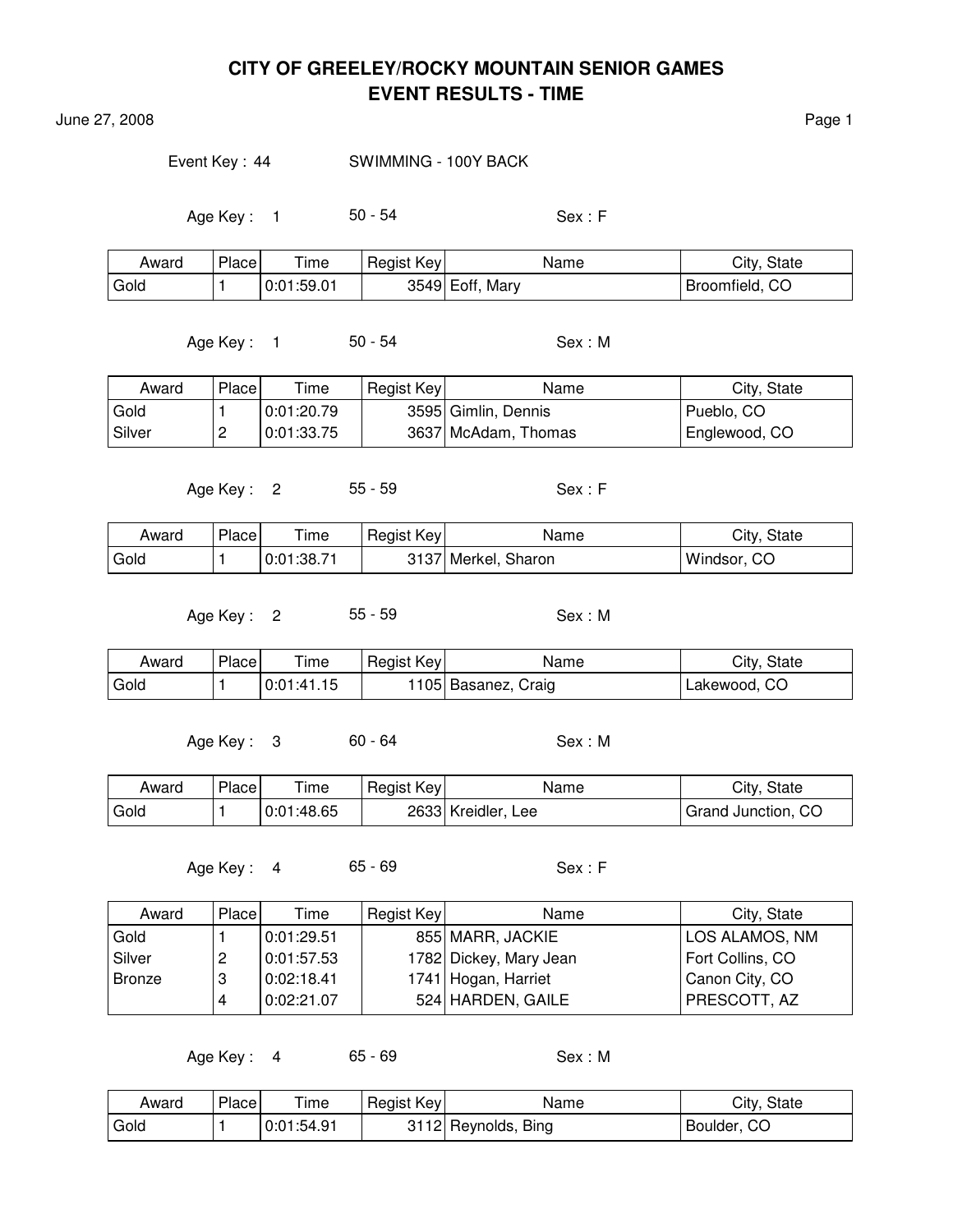# CITY OF GREELEY/ROCKY MOUNTAIN SENIOR GAMES
## EVENT RESULTS - TIME

June 27, 2008

Event Key : 44 SWIMMING - 100Y BACK

Age Key : 1 50 - 54 Sex : F

| Award | Place | Time | Regist Key | Name | City, State |
|---|---|---|---|---|---|
| Gold | 1 | 0:01:59.01 | 3549 | Eoff, Mary | Broomfield, CO |

Age Key : 1 50 - 54 Sex : M

| Award | Place | Time | Regist Key | Name | City, State |
|---|---|---|---|---|---|
| Gold | 1 | 0:01:20.79 | 3595 | Gimlin, Dennis | Pueblo, CO |
| Silver | 2 | 0:01:33.75 | 3637 | McAdam, Thomas | Englewood, CO |

Age Key : 2 55 - 59 Sex : F

| Award | Place | Time | Regist Key | Name | City, State |
|---|---|---|---|---|---|
| Gold | 1 | 0:01:38.71 | 3137 | Merkel, Sharon | Windsor, CO |

Age Key : 2 55 - 59 Sex : M

| Award | Place | Time | Regist Key | Name | City, State |
|---|---|---|---|---|---|
| Gold | 1 | 0:01:41.15 | 1105 | Basanez, Craig | Lakewood, CO |

Age Key : 3 60 - 64 Sex : M

| Award | Place | Time | Regist Key | Name | City, State |
|---|---|---|---|---|---|
| Gold | 1 | 0:01:48.65 | 2633 | Kreidler, Lee | Grand Junction, CO |

Age Key : 4 65 - 69 Sex : F

| Award | Place | Time | Regist Key | Name | City, State |
|---|---|---|---|---|---|
| Gold | 1 | 0:01:29.51 | 855 | MARR, JACKIE | LOS ALAMOS, NM |
| Silver | 2 | 0:01:57.53 | 1782 | Dickey, Mary Jean | Fort Collins, CO |
| Bronze | 3 | 0:02:18.41 | 1741 | Hogan, Harriet | Canon City, CO |
| | 4 | 0:02:21.07 | 524 | HARDEN, GAILE | PRESCOTT, AZ |

Age Key : 4 65 - 69 Sex : M

| Award | Place | Time | Regist Key | Name | City, State |
|---|---|---|---|---|---|
| Gold | 1 | 0:01:54.91 | 3112 | Reynolds, Bing | Boulder, CO |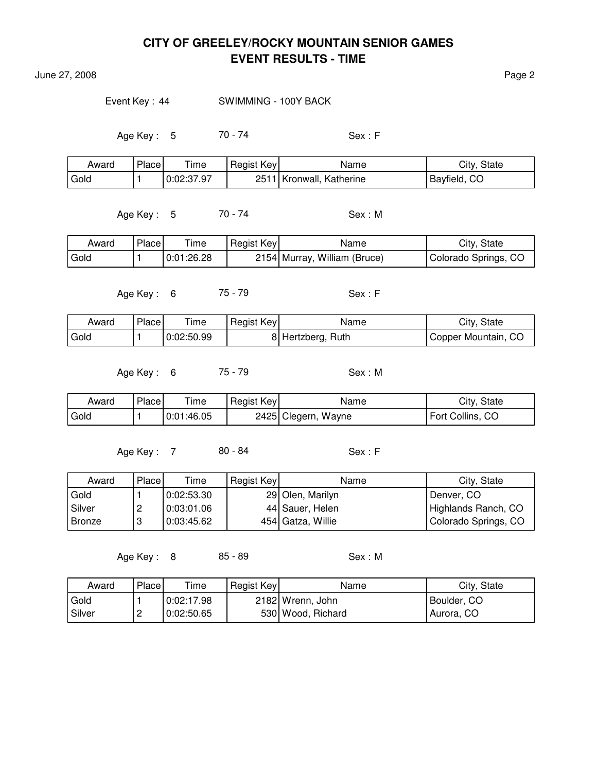# CITY OF GREELEY/ROCKY MOUNTAIN SENIOR GAMES
## EVENT RESULTS - TIME

June 27, 2008

Event Key : 44 SWIMMING - 100Y BACK

Age Key : 5 70 - 74 Sex : F

| Award | Place | Time | Regist Key | Name | City, State |
|---|---|---|---|---|---|
| Gold | 1 | 0:02:37.97 | 2511 | Kronwall, Katherine | Bayfield, CO |

Age Key : 5 70 - 74 Sex : M

| Award | Place | Time | Regist Key | Name | City, State |
|---|---|---|---|---|---|
| Gold | 1 | 0:01:26.28 | 2154 | Murray, William (Bruce) | Colorado Springs, CO |

Age Key : 6 75 - 79 Sex : F

| Award | Place | Time | Regist Key | Name | City, State |
|---|---|---|---|---|---|
| Gold | 1 | 0:02:50.99 | 8 | Hertzberg, Ruth | Copper Mountain, CO |

Age Key : 6 75 - 79 Sex : M

| Award | Place | Time | Regist Key | Name | City, State |
|---|---|---|---|---|---|
| Gold | 1 | 0:01:46.05 | 2425 | Clegern, Wayne | Fort Collins, CO |

Age Key : 7 80 - 84 Sex : F

| Award | Place | Time | Regist Key | Name | City, State |
|---|---|---|---|---|---|
| Gold | 1 | 0:02:53.30 | 29 | Olen, Marilyn | Denver, CO |
| Silver | 2 | 0:03:01.06 | 44 | Sauer, Helen | Highlands Ranch, CO |
| Bronze | 3 | 0:03:45.62 | 454 | Gatza, Willie | Colorado Springs, CO |

Age Key : 8 85 - 89 Sex : M

| Award | Place | Time | Regist Key | Name | City, State |
|---|---|---|---|---|---|
| Gold | 1 | 0:02:17.98 | 2182 | Wrenn, John | Boulder, CO |
| Silver | 2 | 0:02:50.65 | 530 | Wood, Richard | Aurora, CO |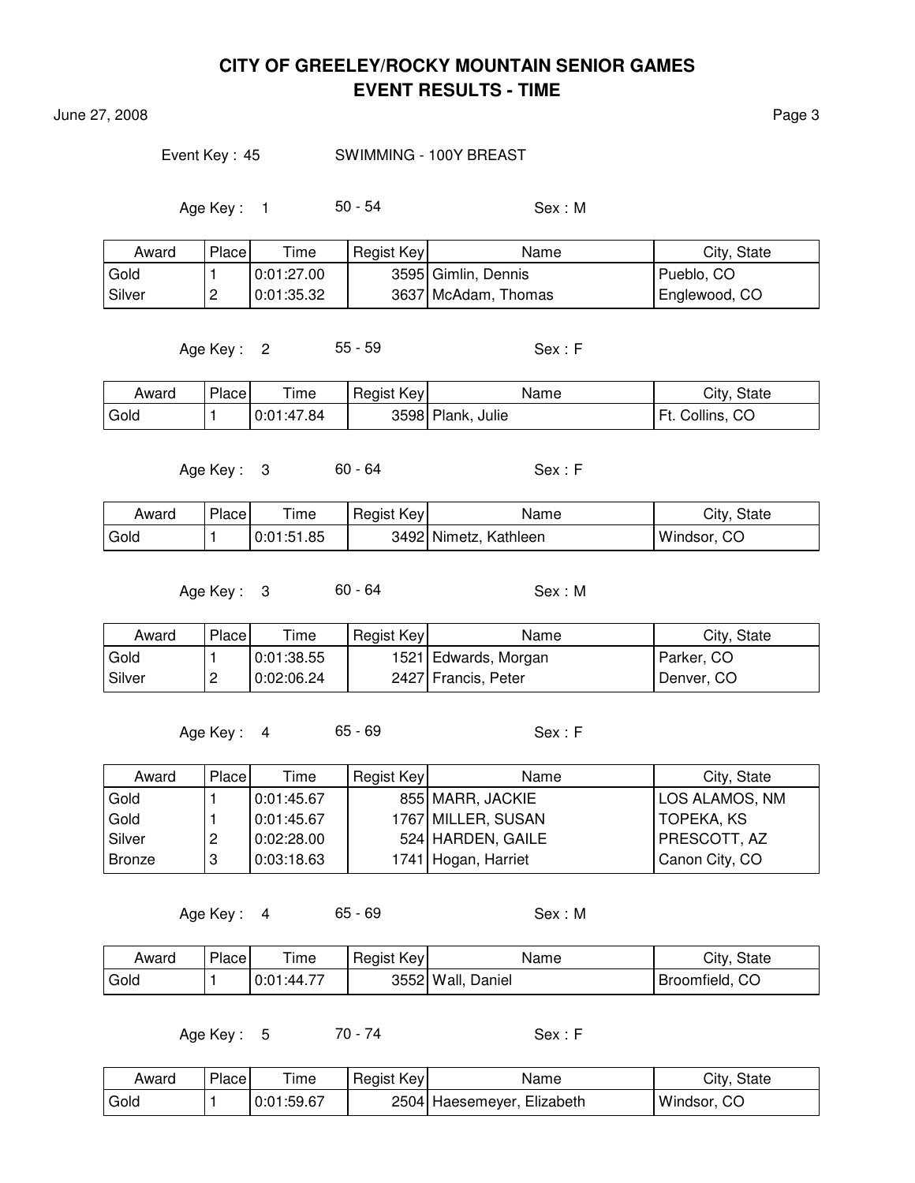# CITY OF GREELEY/ROCKY MOUNTAIN SENIOR GAMES
## EVENT RESULTS - TIME

June 27, 2008

Event Key : 45 SWIMMING - 100Y BREAST

Age Key : 1 50 - 54 Sex : M

| Award | Place | Time | Regist Key | Name | City, State |
|---|---|---|---|---|---|
| Gold | 1 | 0:01:27.00 | 3595 | Gimlin, Dennis | Pueblo, CO |
| Silver | 2 | 0:01:35.32 | 3637 | McAdam, Thomas | Englewood, CO |

Age Key : 2 55 - 59 Sex : F

| Award | Place | Time | Regist Key | Name | City, State |
|---|---|---|---|---|---|
| Gold | 1 | 0:01:47.84 | 3598 | Plank, Julie | Ft. Collins, CO |

Age Key : 3 60 - 64 Sex : F

| Award | Place | Time | Regist Key | Name | City, State |
|---|---|---|---|---|---|
| Gold | 1 | 0:01:51.85 | 3492 | Nimetz, Kathleen | Windsor, CO |

Age Key : 3 60 - 64 Sex : M

| Award | Place | Time | Regist Key | Name | City, State |
|---|---|---|---|---|---|
| Gold | 1 | 0:01:38.55 | 1521 | Edwards, Morgan | Parker, CO |
| Silver | 2 | 0:02:06.24 | 2427 | Francis, Peter | Denver, CO |

Age Key : 4 65 - 69 Sex : F

| Award | Place | Time | Regist Key | Name | City, State |
|---|---|---|---|---|---|
| Gold | 1 | 0:01:45.67 | 855 | MARR, JACKIE | LOS ALAMOS, NM |
| Gold | 1 | 0:01:45.67 | 1767 | MILLER, SUSAN | TOPEKA, KS |
| Silver | 2 | 0:02:28.00 | 524 | HARDEN, GAILE | PRESCOTT, AZ |
| Bronze | 3 | 0:03:18.63 | 1741 | Hogan, Harriet | Canon City, CO |

Age Key : 4 65 - 69 Sex : M

| Award | Place | Time | Regist Key | Name | City, State |
|---|---|---|---|---|---|
| Gold | 1 | 0:01:44.77 | 3552 | Wall, Daniel | Broomfield, CO |

Age Key : 5 70 - 74 Sex : F

| Award | Place | Time | Regist Key | Name | City, State |
|---|---|---|---|---|---|
| Gold | 1 | 0:01:59.67 | 2504 | Haesemeyer, Elizabeth | Windsor, CO |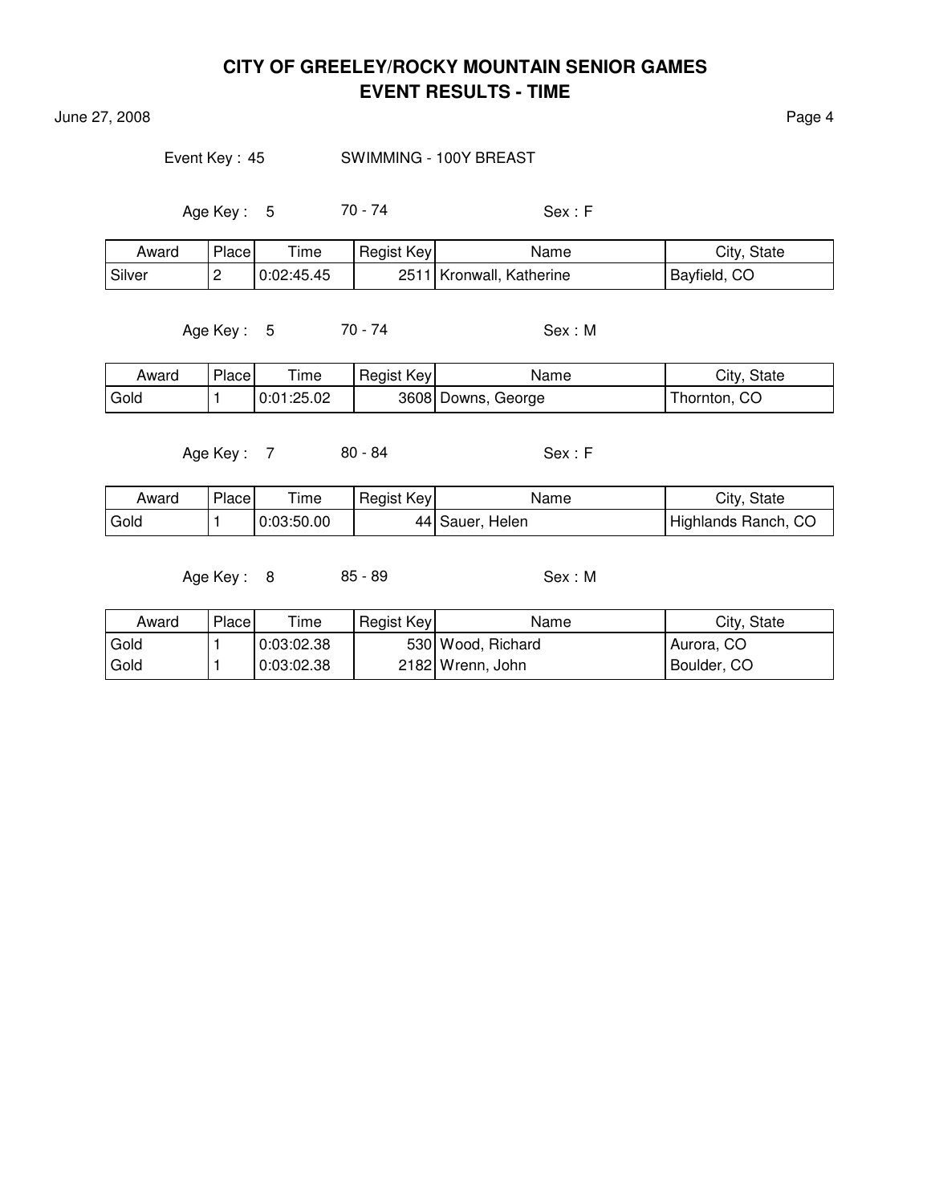# CITY OF GREELEY/ROCKY MOUNTAIN SENIOR GAMES
## EVENT RESULTS - TIME

June 27, 2008

Event Key : 45 SWIMMING - 100Y BREAST

Age Key : 5 70 - 74 Sex : F

| Award | Place | Time | Regist Key | Name | City, State |
|---|---|---|---|---|---|
| Silver | 2 | 0:02:45.45 | 2511 | Kronwall, Katherine | Bayfield, CO |

Age Key : 5 70 - 74 Sex : M

| Award | Place | Time | Regist Key | Name | City, State |
|---|---|---|---|---|---|
| Gold | 1 | 0:01:25.02 | 3608 | Downs, George | Thornton, CO |

Age Key : 7 80 - 84 Sex : F

| Award | Place | Time | Regist Key | Name | City, State |
|---|---|---|---|---|---|
| Gold | 1 | 0:03:50.00 | 44 | Sauer, Helen | Highlands Ranch, CO |

Age Key : 8 85 - 89 Sex : M

| Award | Place | Time | Regist Key | Name | City, State |
|---|---|---|---|---|---|
| Gold | 1 | 0:03:02.38 | 530 | Wood, Richard | Aurora, CO |
| Gold | 1 | 0:03:02.38 | 2182 | Wrenn, John | Boulder, CO |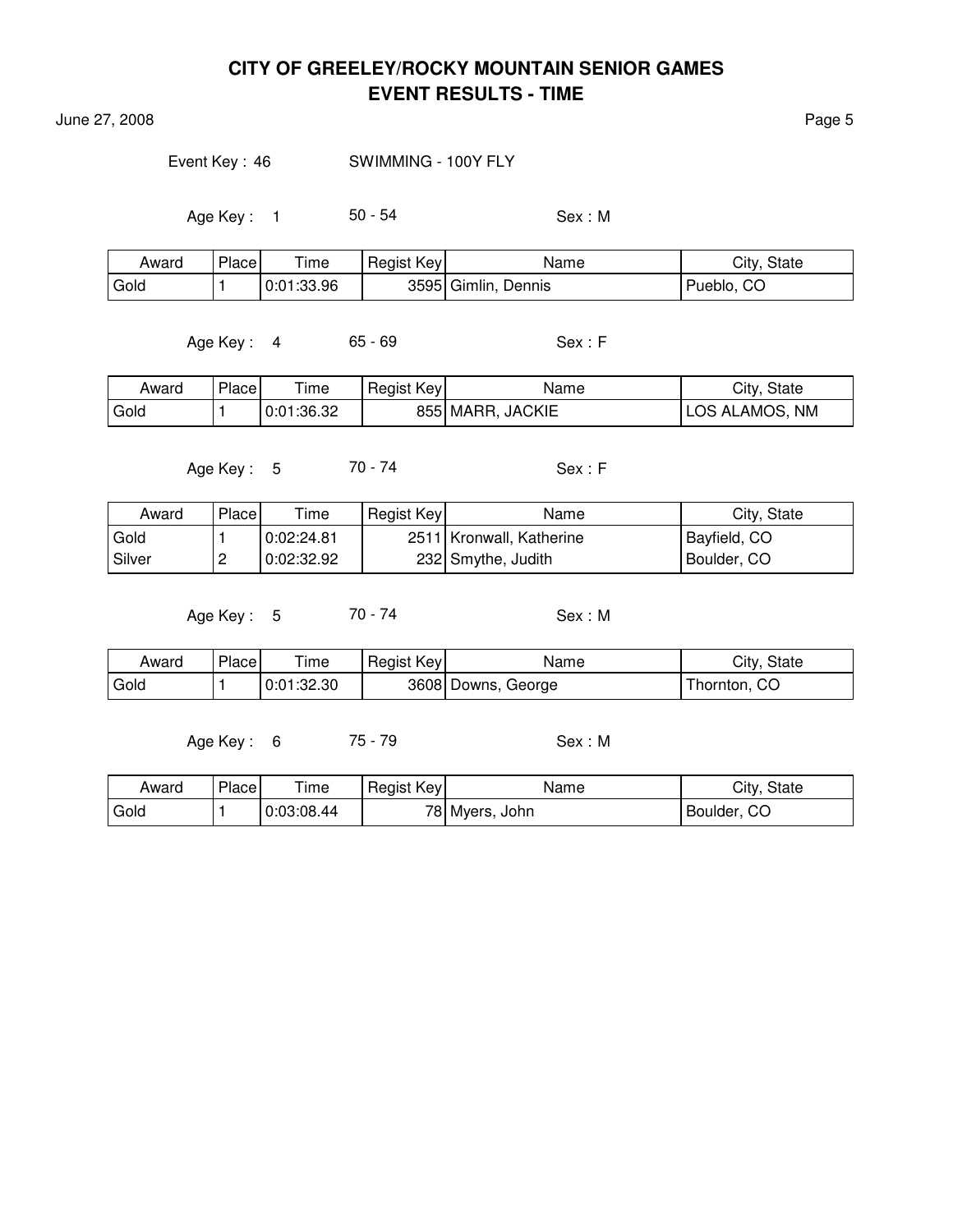# CITY OF GREELEY/ROCKY MOUNTAIN SENIOR GAMES
## EVENT RESULTS - TIME

June 27, 2008

Event Key : 46 SWIMMING - 100Y FLY

Age Key : 1 50 - 54 Sex : M

| Award | Place | Time | Regist Key | Name | City, State |
|---|---|---|---|---|---|
| Gold | 1 | 0:01:33.96 | 3595 | Gimlin, Dennis | Pueblo, CO |

Age Key : 4 65 - 69 Sex : F

| Award | Place | Time | Regist Key | Name | City, State |
|---|---|---|---|---|---|
| Gold | 1 | 0:01:36.32 | 855 | MARR, JACKIE | LOS ALAMOS, NM |

Age Key : 5 70 - 74 Sex : F

| Award | Place | Time | Regist Key | Name | City, State |
|---|---|---|---|---|---|
| Gold | 1 | 0:02:24.81 | 2511 | Kronwall, Katherine | Bayfield, CO |
| Silver | 2 | 0:02:32.92 | 232 | Smythe, Judith | Boulder, CO |

Age Key : 5 70 - 74 Sex : M

| Award | Place | Time | Regist Key | Name | City, State |
|---|---|---|---|---|---|
| Gold | 1 | 0:01:32.30 | 3608 | Downs, George | Thornton, CO |

Age Key : 6 75 - 79 Sex : M

| Award | Place | Time | Regist Key | Name | City, State |
|---|---|---|---|---|---|
| Gold | 1 | 0:03:08.44 | 78 | Myers, John | Boulder, CO |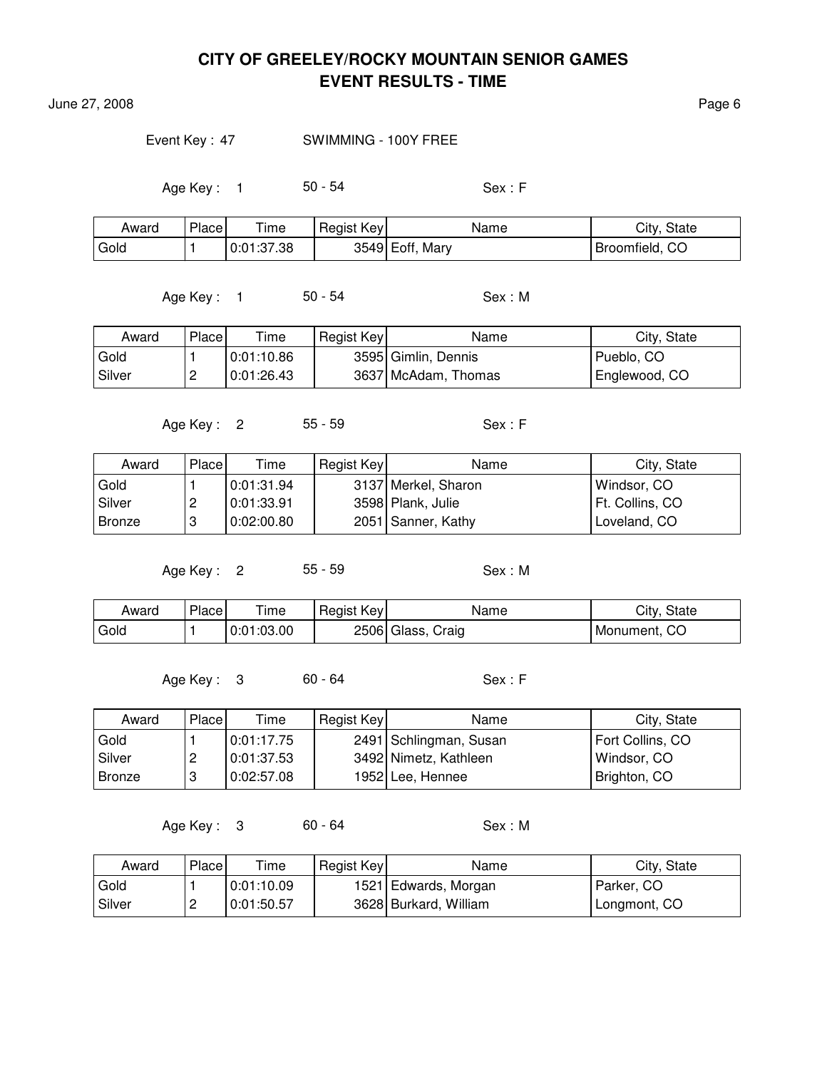# CITY OF GREELEY/ROCKY MOUNTAIN SENIOR GAMES
## EVENT RESULTS - TIME

June 27, 2008

Event Key : 47 SWIMMING - 100Y FREE

Age Key : 1 50 - 54 Sex : F

| Award | Place | Time | Regist Key | Name | City, State |
|---|---|---|---|---|---|
| Gold | 1 | 0:01:37.38 | 3549 | Eoff, Mary | Broomfield, CO |

Age Key : 1 50 - 54 Sex : M

| Award | Place | Time | Regist Key | Name | City, State |
|---|---|---|---|---|---|
| Gold | 1 | 0:01:10.86 | 3595 | Gimlin, Dennis | Pueblo, CO |
| Silver | 2 | 0:01:26.43 | 3637 | McAdam, Thomas | Englewood, CO |

Age Key : 2 55 - 59 Sex : F

| Award | Place | Time | Regist Key | Name | City, State |
|---|---|---|---|---|---|
| Gold | 1 | 0:01:31.94 | 3137 | Merkel, Sharon | Windsor, CO |
| Silver | 2 | 0:01:33.91 | 3598 | Plank, Julie | Ft. Collins, CO |
| Bronze | 3 | 0:02:00.80 | 2051 | Sanner, Kathy | Loveland, CO |

Age Key : 2 55 - 59 Sex : M

| Award | Place | Time | Regist Key | Name | City, State |
|---|---|---|---|---|---|
| Gold | 1 | 0:01:03.00 | 2506 | Glass, Craig | Monument, CO |

Age Key : 3 60 - 64 Sex : F

| Award | Place | Time | Regist Key | Name | City, State |
|---|---|---|---|---|---|
| Gold | 1 | 0:01:17.75 | 2491 | Schlingman, Susan | Fort Collins, CO |
| Silver | 2 | 0:01:37.53 | 3492 | Nimetz, Kathleen | Windsor, CO |
| Bronze | 3 | 0:02:57.08 | 1952 | Lee, Hennee | Brighton, CO |

Age Key : 3 60 - 64 Sex : M

| Award | Place | Time | Regist Key | Name | City, State |
|---|---|---|---|---|---|
| Gold | 1 | 0:01:10.09 | 1521 | Edwards, Morgan | Parker, CO |
| Silver | 2 | 0:01:50.57 | 3628 | Burkard, William | Longmont, CO |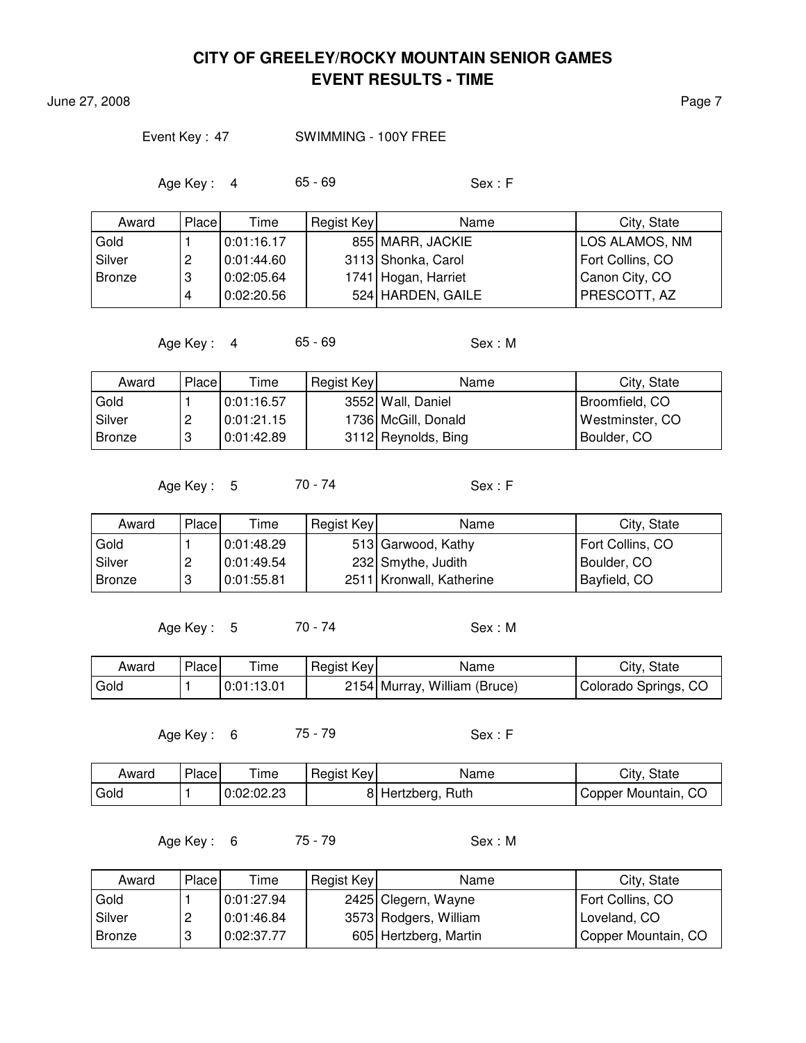# CITY OF GREELEY/ROCKY MOUNTAIN SENIOR GAMES
## EVENT RESULTS - TIME

June 27, 2008

Event Key : 47 SWIMMING - 100Y FREE

Age Key : 4 65 - 69 Sex : F

| Award | Place | Time | Regist Key | Name | City, State |
|---|---|---|---|---|---|
| Gold | 1 | 0:01:16.17 | 855 | MARR, JACKIE | LOS ALAMOS, NM |
| Silver | 2 | 0:01:44.60 | 3113 | Shonka, Carol | Fort Collins, CO |
| Bronze | 3 | 0:02:05.64 | 1741 | Hogan, Harriet | Canon City, CO |
| | 4 | 0:02:20.56 | 524 | HARDEN, GAILE | PRESCOTT, AZ |

Age Key : 4 65 - 69 Sex : M

| Award | Place | Time | Regist Key | Name | City, State |
|---|---|---|---|---|---|
| Gold | 1 | 0:01:16.57 | 3552 | Wall, Daniel | Broomfield, CO |
| Silver | 2 | 0:01:21.15 | 1736 | McGill, Donald | Westminster, CO |
| Bronze | 3 | 0:01:42.89 | 3112 | Reynolds, Bing | Boulder, CO |

Age Key : 5 70 - 74 Sex : F

| Award | Place | Time | Regist Key | Name | City, State |
|---|---|---|---|---|---|
| Gold | 1 | 0:01:48.29 | 513 | Garwood, Kathy | Fort Collins, CO |
| Silver | 2 | 0:01:49.54 | 232 | Smythe, Judith | Boulder, CO |
| Bronze | 3 | 0:01:55.81 | 2511 | Kronwall, Katherine | Bayfield, CO |

Age Key : 5 70 - 74 Sex : M

| Award | Place | Time | Regist Key | Name | City, State |
|---|---|---|---|---|---|
| Gold | 1 | 0:01:13.01 | 2154 | Murray, William (Bruce) | Colorado Springs, CO |

Age Key : 6 75 - 79 Sex : F

| Award | Place | Time | Regist Key | Name | City, State |
|---|---|---|---|---|---|
| Gold | 1 | 0:02:02.23 | 8 | Hertzberg, Ruth | Copper Mountain, CO |

Age Key : 6 75 - 79 Sex : M

| Award | Place | Time | Regist Key | Name | City, State |
|---|---|---|---|---|---|
| Gold | 1 | 0:01:27.94 | 2425 | Clegern, Wayne | Fort Collins, CO |
| Silver | 2 | 0:01:46.84 | 3573 | Rodgers, William | Loveland, CO |
| Bronze | 3 | 0:02:37.77 | 605 | Hertzberg, Martin | Copper Mountain, CO |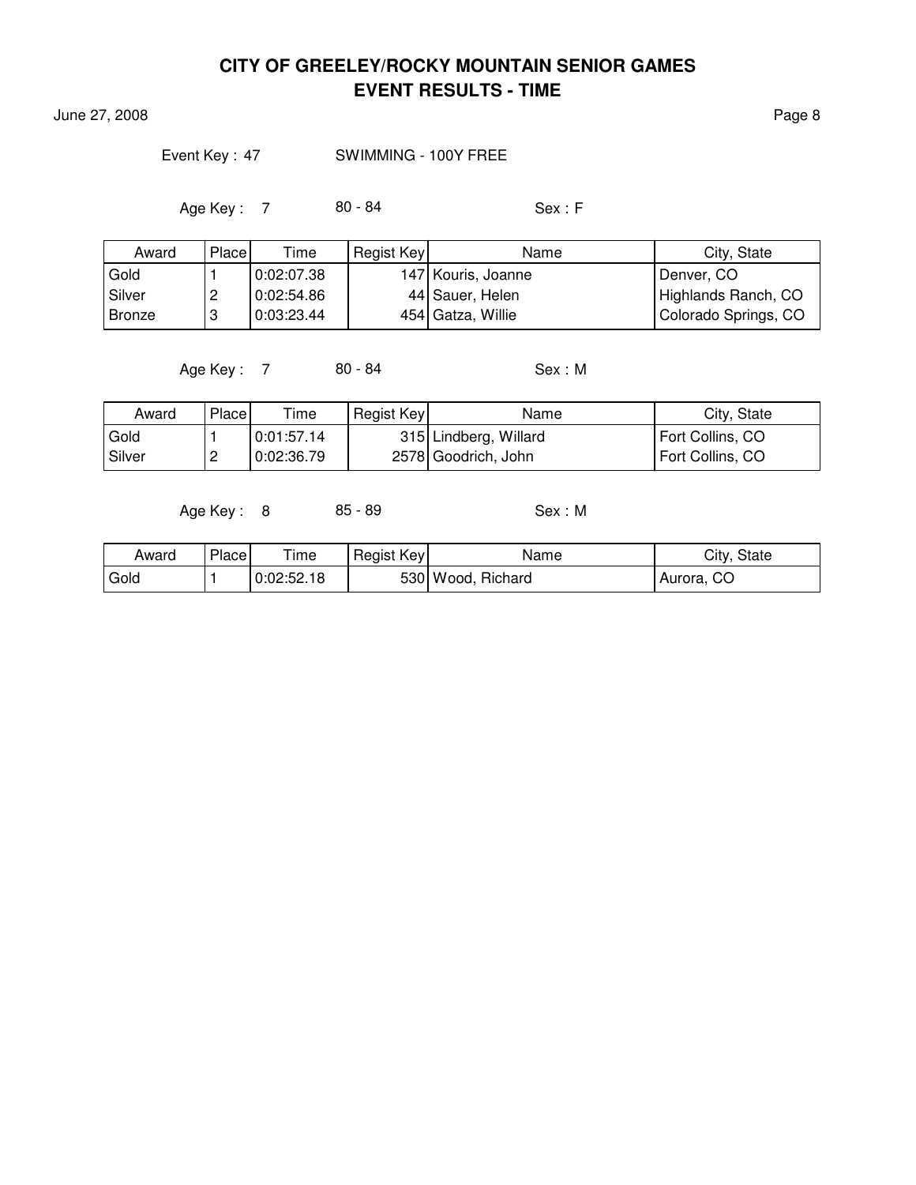# CITY OF GREELEY/ROCKY MOUNTAIN SENIOR GAMES
## EVENT RESULTS - TIME

June 27, 2008

Event Key : 47 SWIMMING - 100Y FREE

Age Key : 7 80 - 84 Sex : F

| Award | Place | Time | Regist Key | Name | City, State |
|---|---|---|---|---|---|
| Gold | 1 | 0:02:07.38 | 147 | Kouris, Joanne | Denver, CO |
| Silver | 2 | 0:02:54.86 | 44 | Sauer, Helen | Highlands Ranch, CO |
| Bronze | 3 | 0:03:23.44 | 454 | Gatza, Willie | Colorado Springs, CO |

Age Key : 7 80 - 84 Sex : M

| Award | Place | Time | Regist Key | Name | City, State |
|---|---|---|---|---|---|
| Gold | 1 | 0:01:57.14 | 315 | Lindberg, Willard | Fort Collins, CO |
| Silver | 2 | 0:02:36.79 | 2578 | Goodrich, John | Fort Collins, CO |

Age Key : 8 85 - 89 Sex : M

| Award | Place | Time | Regist Key | Name | City, State |
|---|---|---|---|---|---|
| Gold | 1 | 0:02:52.18 | 530 | Wood, Richard | Aurora, CO |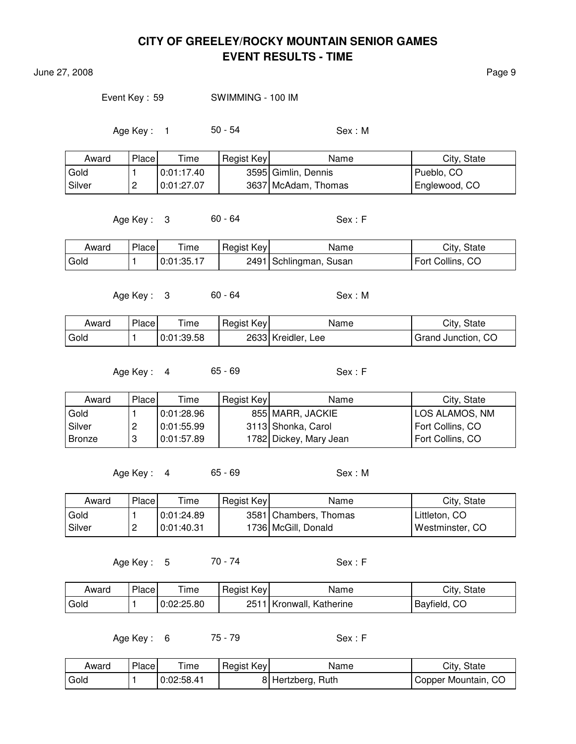# CITY OF GREELEY/ROCKY MOUNTAIN SENIOR GAMES
## EVENT RESULTS - TIME

June 27, 2008

Event Key : 59 SWIMMING - 100 IM

Age Key : 1 50 - 54 Sex : M

| Award | Place | Time | Regist Key | Name | City, State |
|---|---|---|---|---|---|
| Gold | 1 | 0:01:17.40 | 3595 | Gimlin, Dennis | Pueblo, CO |
| Silver | 2 | 0:01:27.07 | 3637 | McAdam, Thomas | Englewood, CO |

Age Key : 3 60 - 64 Sex : F

| Award | Place | Time | Regist Key | Name | City, State |
|---|---|---|---|---|---|
| Gold | 1 | 0:01:35.17 | 2491 | Schlingman, Susan | Fort Collins, CO |

Age Key : 3 60 - 64 Sex : M

| Award | Place | Time | Regist Key | Name | City, State |
|---|---|---|---|---|---|
| Gold | 1 | 0:01:39.58 | 2633 | Kreidler, Lee | Grand Junction, CO |

Age Key : 4 65 - 69 Sex : F

| Award | Place | Time | Regist Key | Name | City, State |
|---|---|---|---|---|---|
| Gold | 1 | 0:01:28.96 | 855 | MARR, JACKIE | LOS ALAMOS, NM |
| Silver | 2 | 0:01:55.99 | 3113 | Shonka, Carol | Fort Collins, CO |
| Bronze | 3 | 0:01:57.89 | 1782 | Dickey, Mary Jean | Fort Collins, CO |

Age Key : 4 65 - 69 Sex : M

| Award | Place | Time | Regist Key | Name | City, State |
|---|---|---|---|---|---|
| Gold | 1 | 0:01:24.89 | 3581 | Chambers, Thomas | Littleton, CO |
| Silver | 2 | 0:01:40.31 | 1736 | McGill, Donald | Westminster, CO |

Age Key : 5 70 - 74 Sex : F

| Award | Place | Time | Regist Key | Name | City, State |
|---|---|---|---|---|---|
| Gold | 1 | 0:02:25.80 | 2511 | Kronwall, Katherine | Bayfield, CO |

Age Key : 6 75 - 79 Sex : F

| Award | Place | Time | Regist Key | Name | City, State |
|---|---|---|---|---|---|
| Gold | 1 | 0:02:58.41 | 8 | Hertzberg, Ruth | Copper Mountain, CO |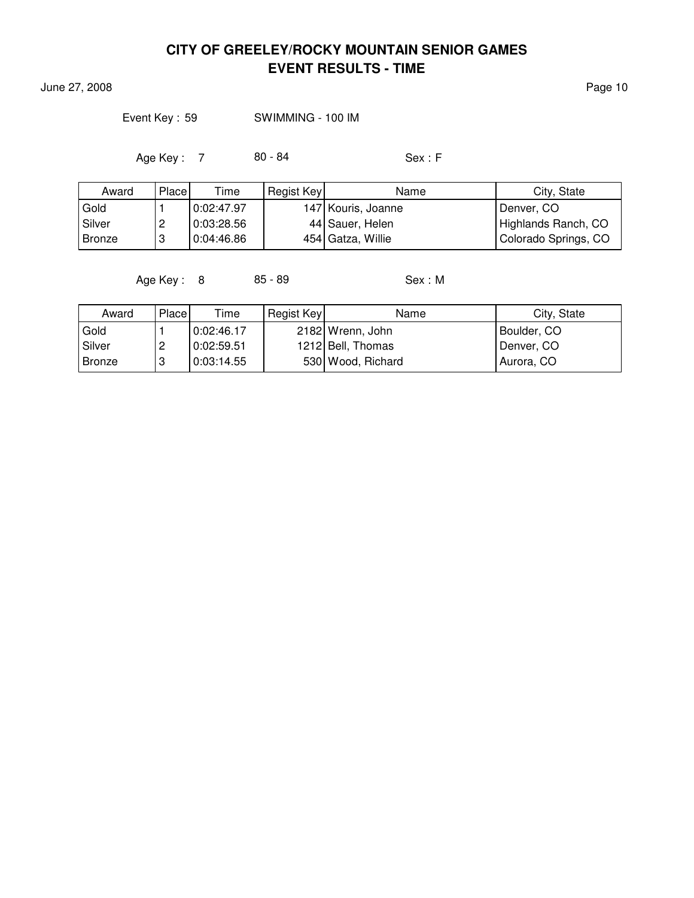# CITY OF GREELEY/ROCKY MOUNTAIN SENIOR GAMES
## EVENT RESULTS - TIME

June 27, 2008

Event Key : 59 SWIMMING - 100 IM

Age Key : 7 80 - 84 Sex : F

| Award | Place | Time | Regist Key | Name | City, State |
|---|---|---|---|---|---|
| Gold | 1 | 0:02:47.97 | 147 | Kouris, Joanne | Denver, CO |
| Silver | 2 | 0:03:28.56 | 44 | Sauer, Helen | Highlands Ranch, CO |
| Bronze | 3 | 0:04:46.86 | 454 | Gatza, Willie | Colorado Springs, CO |

Age Key : 8 85 - 89 Sex : M

| Award | Place | Time | Regist Key | Name | City, State |
|---|---|---|---|---|---|
| Gold | 1 | 0:02:46.17 | 2182 | Wrenn, John | Boulder, CO |
| Silver | 2 | 0:02:59.51 | 1212 | Bell, Thomas | Denver, CO |
| Bronze | 3 | 0:03:14.55 | 530 | Wood, Richard | Aurora, CO |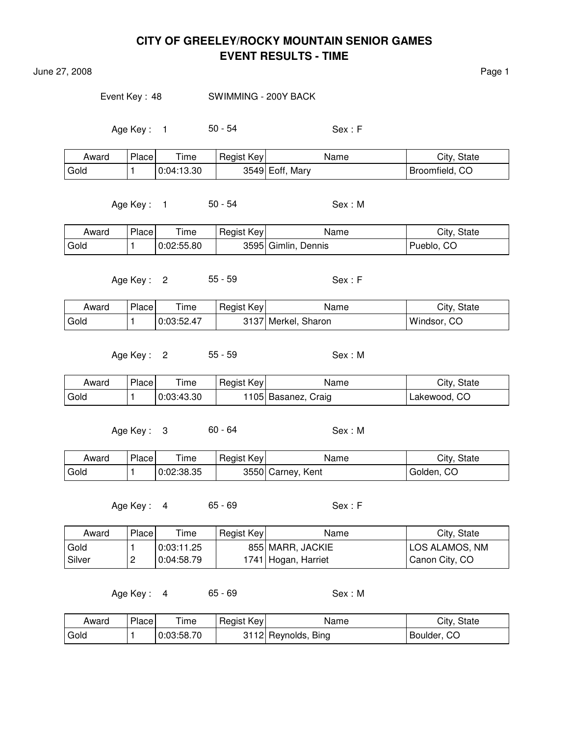# CITY OF GREELEY/ROCKY MOUNTAIN SENIOR GAMES
## EVENT RESULTS - TIME

June 27, 2008

Event Key : 48 SWIMMING - 200Y BACK

Age Key : 1 50 - 54 Sex : F

| Award | Place | Time | Regist Key | Name | City, State |
|---|---|---|---|---|---|
| Gold | 1 | 0:04:13.30 | 3549 | Eoff, Mary | Broomfield, CO |

Age Key : 1 50 - 54 Sex : M

| Award | Place | Time | Regist Key | Name | City, State |
|---|---|---|---|---|---|
| Gold | 1 | 0:02:55.80 | 3595 | Gimlin, Dennis | Pueblo, CO |

Age Key : 2 55 - 59 Sex : F

| Award | Place | Time | Regist Key | Name | City, State |
|---|---|---|---|---|---|
| Gold | 1 | 0:03:52.47 | 3137 | Merkel, Sharon | Windsor, CO |

Age Key : 2 55 - 59 Sex : M

| Award | Place | Time | Regist Key | Name | City, State |
|---|---|---|---|---|---|
| Gold | 1 | 0:03:43.30 | 1105 | Basanez, Craig | Lakewood, CO |

Age Key : 3 60 - 64 Sex : M

| Award | Place | Time | Regist Key | Name | City, State |
|---|---|---|---|---|---|
| Gold | 1 | 0:02:38.35 | 3550 | Carney, Kent | Golden, CO |

Age Key : 4 65 - 69 Sex : F

| Award | Place | Time | Regist Key | Name | City, State |
|---|---|---|---|---|---|
| Gold | 1 | 0:03:11.25 | 855 | MARR, JACKIE | LOS ALAMOS, NM |
| Silver | 2 | 0:04:58.79 | 1741 | Hogan, Harriet | Canon City, CO |

Age Key : 4 65 - 69 Sex : M

| Award | Place | Time | Regist Key | Name | City, State |
|---|---|---|---|---|---|
| Gold | 1 | 0:03:58.70 | 3112 | Reynolds, Bing | Boulder, CO |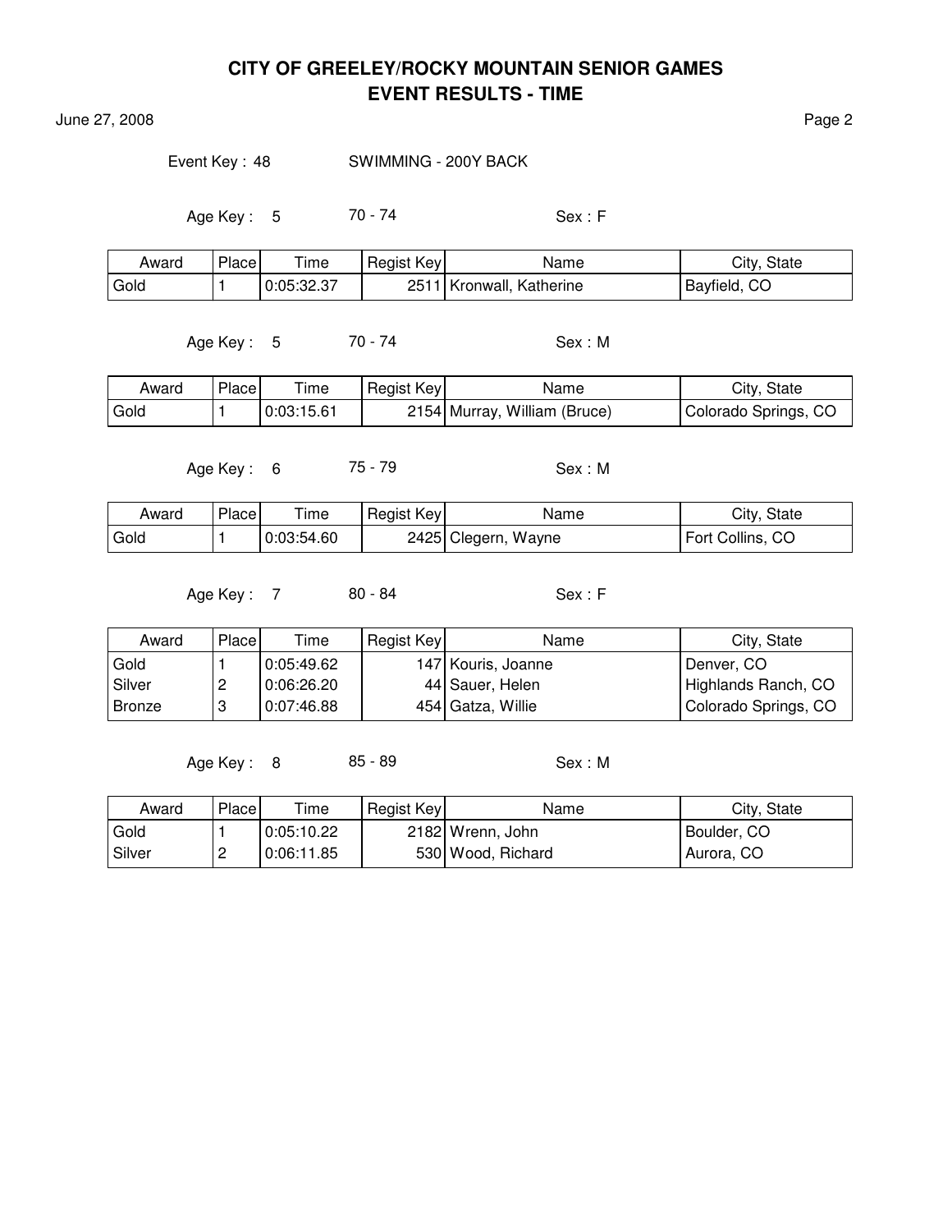# CITY OF GREELEY/ROCKY MOUNTAIN SENIOR GAMES
## EVENT RESULTS - TIME

June 27, 2008

Event Key : 48 SWIMMING - 200Y BACK

Age Key : 5 70 - 74 Sex : F

| Award | Place | Time | Regist Key | Name | City, State |
|---|---|---|---|---|---|
| Gold | 1 | 0:05:32.37 | 2511 | Kronwall, Katherine | Bayfield, CO |

Age Key : 5 70 - 74 Sex : M

| Award | Place | Time | Regist Key | Name | City, State |
|---|---|---|---|---|---|
| Gold | 1 | 0:03:15.61 | 2154 | Murray, William (Bruce) | Colorado Springs, CO |

Age Key : 6 75 - 79 Sex : M

| Award | Place | Time | Regist Key | Name | City, State |
|---|---|---|---|---|---|
| Gold | 1 | 0:03:54.60 | 2425 | Clegern, Wayne | Fort Collins, CO |

Age Key : 7 80 - 84 Sex : F

| Award | Place | Time | Regist Key | Name | City, State |
|---|---|---|---|---|---|
| Gold | 1 | 0:05:49.62 | 147 | Kouris, Joanne | Denver, CO |
| Silver | 2 | 0:06:26.20 | 44 | Sauer, Helen | Highlands Ranch, CO |
| Bronze | 3 | 0:07:46.88 | 454 | Gatza, Willie | Colorado Springs, CO |

Age Key : 8 85 - 89 Sex : M

| Award | Place | Time | Regist Key | Name | City, State |
|---|---|---|---|---|---|
| Gold | 1 | 0:05:10.22 | 2182 | Wrenn, John | Boulder, CO |
| Silver | 2 | 0:06:11.85 | 530 | Wood, Richard | Aurora, CO |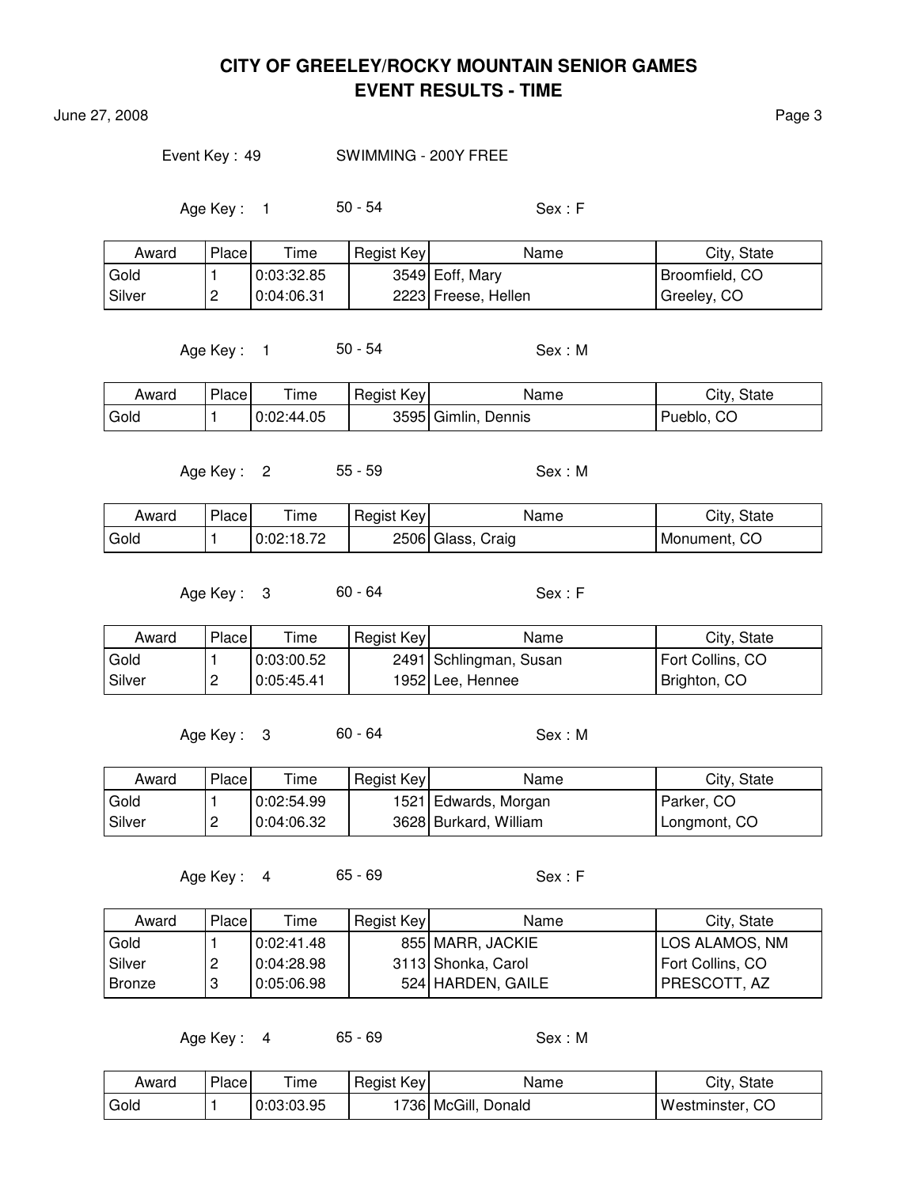# CITY OF GREELEY/ROCKY MOUNTAIN SENIOR GAMES
## EVENT RESULTS - TIME

June 27, 2008

Event Key : 49 SWIMMING - 200Y FREE

Age Key : 1 50 - 54 Sex : F

| Award | Place | Time | Regist Key | Name | City, State |
|---|---|---|---|---|---|
| Gold | 1 | 0:03:32.85 | 3549 | Eoff, Mary | Broomfield, CO |
| Silver | 2 | 0:04:06.31 | 2223 | Freese, Hellen | Greeley, CO |

Age Key : 1 50 - 54 Sex : M

| Award | Place | Time | Regist Key | Name | City, State |
|---|---|---|---|---|---|
| Gold | 1 | 0:02:44.05 | 3595 | Gimlin, Dennis | Pueblo, CO |

Age Key : 2 55 - 59 Sex : M

| Award | Place | Time | Regist Key | Name | City, State |
|---|---|---|---|---|---|
| Gold | 1 | 0:02:18.72 | 2506 | Glass, Craig | Monument, CO |

Age Key : 3 60 - 64 Sex : F

| Award | Place | Time | Regist Key | Name | City, State |
|---|---|---|---|---|---|
| Gold | 1 | 0:03:00.52 | 2491 | Schlingman, Susan | Fort Collins, CO |
| Silver | 2 | 0:05:45.41 | 1952 | Lee, Hennee | Brighton, CO |

Age Key : 3 60 - 64 Sex : M

| Award | Place | Time | Regist Key | Name | City, State |
|---|---|---|---|---|---|
| Gold | 1 | 0:02:54.99 | 1521 | Edwards, Morgan | Parker, CO |
| Silver | 2 | 0:04:06.32 | 3628 | Burkard, William | Longmont, CO |

Age Key : 4 65 - 69 Sex : F

| Award | Place | Time | Regist Key | Name | City, State |
|---|---|---|---|---|---|
| Gold | 1 | 0:02:41.48 | 855 | MARR, JACKIE | LOS ALAMOS, NM |
| Silver | 2 | 0:04:28.98 | 3113 | Shonka, Carol | Fort Collins, CO |
| Bronze | 3 | 0:05:06.98 | 524 | HARDEN, GAILE | PRESCOTT, AZ |

Age Key : 4 65 - 69 Sex : M

| Award | Place | Time | Regist Key | Name | City, State |
|---|---|---|---|---|---|
| Gold | 1 | 0:03:03.95 | 1736 | McGill, Donald | Westminster, CO |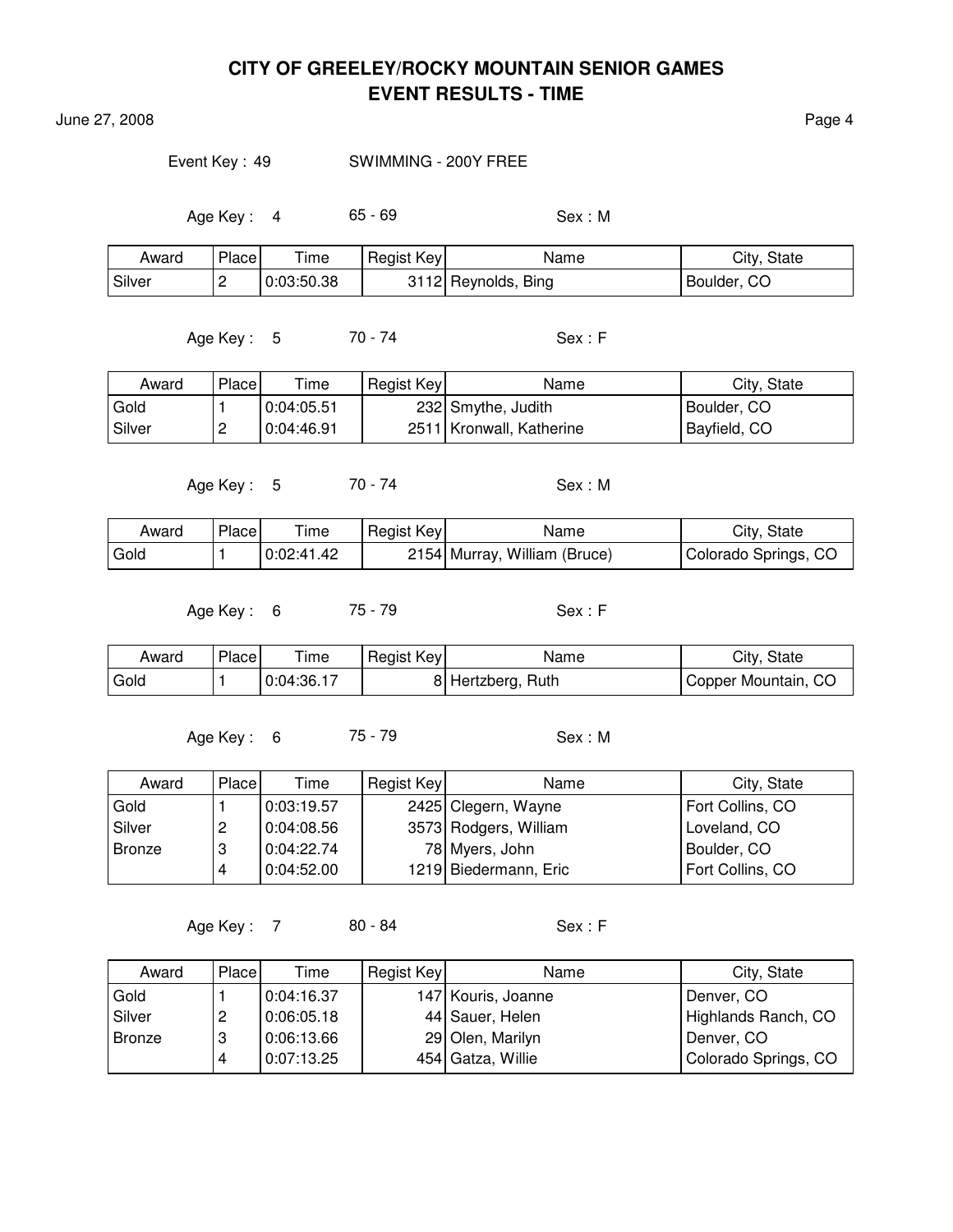# CITY OF GREELEY/ROCKY MOUNTAIN SENIOR GAMES
## EVENT RESULTS - TIME

June 27, 2008

Event Key : 49 SWIMMING - 200Y FREE

Age Key : 4 65 - 69 Sex : M

| Award | Place | Time | Regist Key | Name | City, State |
|---|---|---|---|---|---|
| Silver | 2 | 0:03:50.38 | 3112 | Reynolds, Bing | Boulder, CO |

Age Key : 5 70 - 74 Sex : F

| Award | Place | Time | Regist Key | Name | City, State |
|---|---|---|---|---|---|
| Gold | 1 | 0:04:05.51 | 232 | Smythe, Judith | Boulder, CO |
| Silver | 2 | 0:04:46.91 | 2511 | Kronwall, Katherine | Bayfield, CO |

Age Key : 5 70 - 74 Sex : M

| Award | Place | Time | Regist Key | Name | City, State |
|---|---|---|---|---|---|
| Gold | 1 | 0:02:41.42 | 2154 | Murray, William (Bruce) | Colorado Springs, CO |

Age Key : 6 75 - 79 Sex : F

| Award | Place | Time | Regist Key | Name | City, State |
|---|---|---|---|---|---|
| Gold | 1 | 0:04:36.17 | 8 | Hertzberg, Ruth | Copper Mountain, CO |

Age Key : 6 75 - 79 Sex : M

| Award | Place | Time | Regist Key | Name | City, State |
|---|---|---|---|---|---|
| Gold | 1 | 0:03:19.57 | 2425 | Clegern, Wayne | Fort Collins, CO |
| Silver | 2 | 0:04:08.56 | 3573 | Rodgers, William | Loveland, CO |
| Bronze | 3 | 0:04:22.74 | 78 | Myers, John | Boulder, CO |
| | 4 | 0:04:52.00 | 1219 | Biedermann, Eric | Fort Collins, CO |

Age Key : 7 80 - 84 Sex : F

| Award | Place | Time | Regist Key | Name | City, State |
|---|---|---|---|---|---|
| Gold | 1 | 0:04:16.37 | 147 | Kouris, Joanne | Denver, CO |
| Silver | 2 | 0:06:05.18 | 44 | Sauer, Helen | Highlands Ranch, CO |
| Bronze | 3 | 0:06:13.66 | 29 | Olen, Marilyn | Denver, CO |
| | 4 | 0:07:13.25 | 454 | Gatza, Willie | Colorado Springs, CO |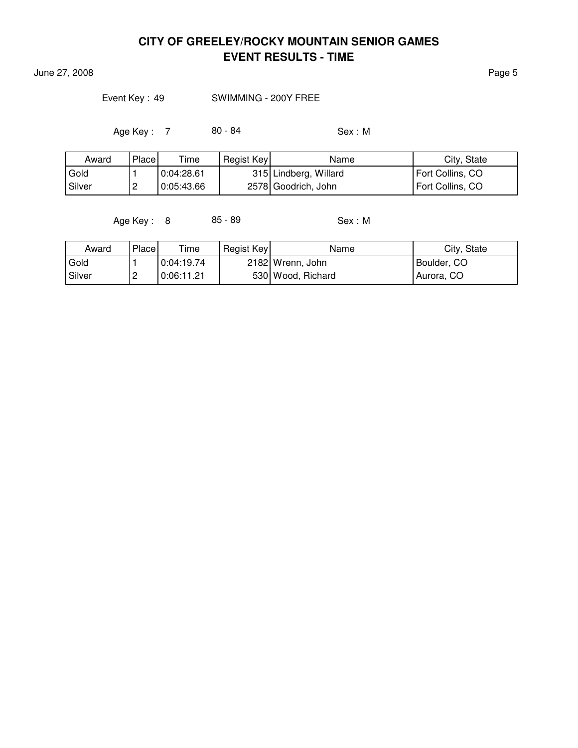# CITY OF GREELEY/ROCKY MOUNTAIN SENIOR GAMES
## EVENT RESULTS - TIME

June 27, 2008

Event Key : 49 SWIMMING - 200Y FREE

Age Key : 7 80 - 84 Sex : M

| Award | Place | Time | Regist Key | Name | City, State |
|---|---|---|---|---|---|
| Gold | 1 | 0:04:28.61 | 315 | Lindberg, Willard | Fort Collins, CO |
| Silver | 2 | 0:05:43.66 | 2578 | Goodrich, John | Fort Collins, CO |

Age Key : 8 85 - 89 Sex : M

| Award | Place | Time | Regist Key | Name | City, State |
|---|---|---|---|---|---|
| Gold | 1 | 0:04:19.74 | 2182 | Wrenn, John | Boulder, CO |
| Silver | 2 | 0:06:11.21 | 530 | Wood, Richard | Aurora, CO |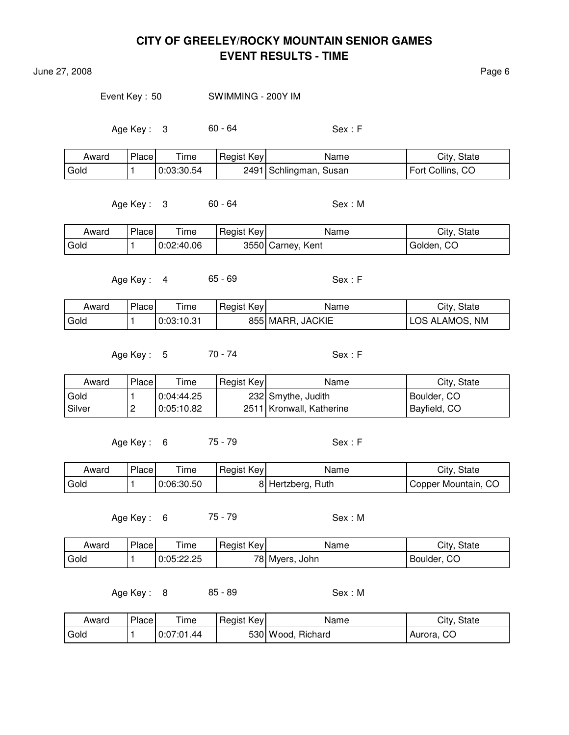# CITY OF GREELEY/ROCKY MOUNTAIN SENIOR GAMES
## EVENT RESULTS - TIME

June 27, 2008

Event Key : 50 SWIMMING - 200Y IM

Age Key : 3 60 - 64 Sex : F

| Award | Place | Time | Regist Key | Name | City, State |
|---|---|---|---|---|---|
| Gold | 1 | 0:03:30.54 | 2491 | Schlingman, Susan | Fort Collins, CO |

Age Key : 3 60 - 64 Sex : M

| Award | Place | Time | Regist Key | Name | City, State |
|---|---|---|---|---|---|
| Gold | 1 | 0:02:40.06 | 3550 | Carney, Kent | Golden, CO |

Age Key : 4 65 - 69 Sex : F

| Award | Place | Time | Regist Key | Name | City, State |
|---|---|---|---|---|---|
| Gold | 1 | 0:03:10.31 | 855 | MARR, JACKIE | LOS ALAMOS, NM |

Age Key : 5 70 - 74 Sex : F

| Award | Place | Time | Regist Key | Name | City, State |
|---|---|---|---|---|---|
| Gold | 1 | 0:04:44.25 | 232 | Smythe, Judith | Boulder, CO |
| Silver | 2 | 0:05:10.82 | 2511 | Kronwall, Katherine | Bayfield, CO |

Age Key : 6 75 - 79 Sex : F

| Award | Place | Time | Regist Key | Name | City, State |
|---|---|---|---|---|---|
| Gold | 1 | 0:06:30.50 | 8 | Hertzberg, Ruth | Copper Mountain, CO |

Age Key : 6 75 - 79 Sex : M

| Award | Place | Time | Regist Key | Name | City, State |
|---|---|---|---|---|---|
| Gold | 1 | 0:05:22.25 | 78 | Myers, John | Boulder, CO |

Age Key : 8 85 - 89 Sex : M

| Award | Place | Time | Regist Key | Name | City, State |
|---|---|---|---|---|---|
| Gold | 1 | 0:07:01.44 | 530 | Wood, Richard | Aurora, CO |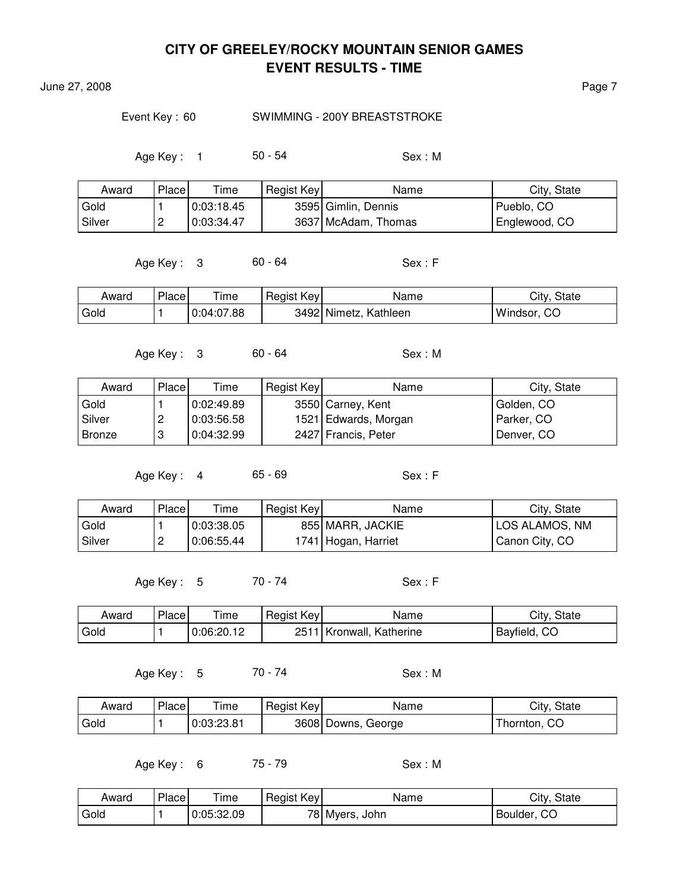# CITY OF GREELEY/ROCKY MOUNTAIN SENIOR GAMES
## EVENT RESULTS - TIME

June 27, 2008

Event Key : 60 SWIMMING - 200Y BREASTSTROKE

Age Key : 1 50 - 54 Sex : M

| Award | Place | Time | Regist Key | Name | City, State |
|---|---|---|---|---|---|
| Gold | 1 | 0:03:18.45 | 3595 | Gimlin, Dennis | Pueblo, CO |
| Silver | 2 | 0:03:34.47 | 3637 | McAdam, Thomas | Englewood, CO |

Age Key : 3 60 - 64 Sex : F

| Award | Place | Time | Regist Key | Name | City, State |
|---|---|---|---|---|---|
| Gold | 1 | 0:04:07.88 | 3492 | Nimetz, Kathleen | Windsor, CO |

Age Key : 3 60 - 64 Sex : M

| Award | Place | Time | Regist Key | Name | City, State |
|---|---|---|---|---|---|
| Gold | 1 | 0:02:49.89 | 3550 | Carney, Kent | Golden, CO |
| Silver | 2 | 0:03:56.58 | 1521 | Edwards, Morgan | Parker, CO |
| Bronze | 3 | 0:04:32.99 | 2427 | Francis, Peter | Denver, CO |

Age Key : 4 65 - 69 Sex : F

| Award | Place | Time | Regist Key | Name | City, State |
|---|---|---|---|---|---|
| Gold | 1 | 0:03:38.05 | 855 | MARR, JACKIE | LOS ALAMOS, NM |
| Silver | 2 | 0:06:55.44 | 1741 | Hogan, Harriet | Canon City, CO |

Age Key : 5 70 - 74 Sex : F

| Award | Place | Time | Regist Key | Name | City, State |
|---|---|---|---|---|---|
| Gold | 1 | 0:06:20.12 | 2511 | Kronwall, Katherine | Bayfield, CO |

Age Key : 5 70 - 74 Sex : M

| Award | Place | Time | Regist Key | Name | City, State |
|---|---|---|---|---|---|
| Gold | 1 | 0:03:23.81 | 3608 | Downs, George | Thornton, CO |

Age Key : 6 75 - 79 Sex : M

| Award | Place | Time | Regist Key | Name | City, State |
|---|---|---|---|---|---|
| Gold | 1 | 0:05:32.09 | 78 | Myers, John | Boulder, CO |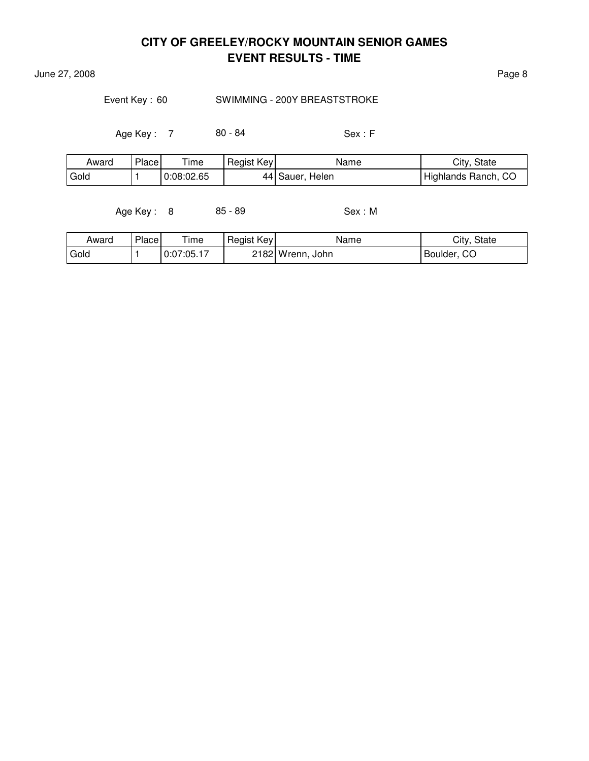# CITY OF GREELEY/ROCKY MOUNTAIN SENIOR GAMES
## EVENT RESULTS - TIME

June 27, 2008

Event Key : 60 SWIMMING - 200Y BREASTSTROKE

Age Key : 7 80 - 84 Sex : F

| Award | Place | Time | Regist Key | Name | City, State |
|---|---|---|---|---|---|
| Gold | 1 | 0:08:02.65 | 44 | Sauer, Helen | Highlands Ranch, CO |

Age Key : 8 85 - 89 Sex : M

| Award | Place | Time | Regist Key | Name | City, State |
|---|---|---|---|---|---|
| Gold | 1 | 0:07:05.17 | 2182 | Wrenn, John | Boulder, CO |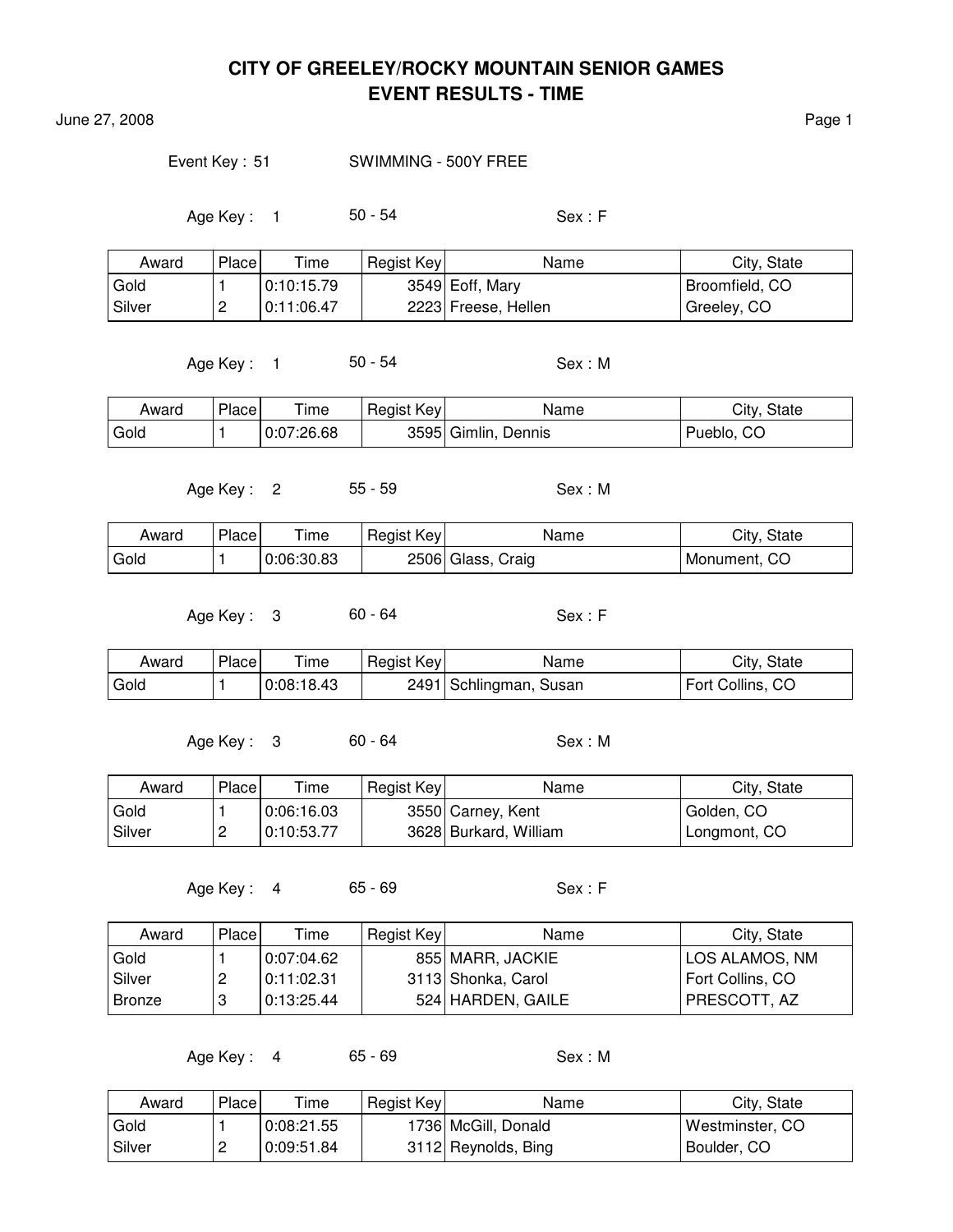# CITY OF GREELEY/ROCKY MOUNTAIN SENIOR GAMES
## EVENT RESULTS - TIME

June 27, 2008

Event Key : 51 SWIMMING - 500Y FREE

Age Key : 1 50 - 54 Sex : F

| Award | Place | Time | Regist Key | Name | City, State |
|---|---|---|---|---|---|
| Gold | 1 | 0:10:15.79 | 3549 | Eoff, Mary | Broomfield, CO |
| Silver | 2 | 0:11:06.47 | 2223 | Freese, Hellen | Greeley, CO |

Age Key : 1 50 - 54 Sex : M

| Award | Place | Time | Regist Key | Name | City, State |
|---|---|---|---|---|---|
| Gold | 1 | 0:07:26.68 | 3595 | Gimlin, Dennis | Pueblo, CO |

Age Key : 2 55 - 59 Sex : M

| Award | Place | Time | Regist Key | Name | City, State |
|---|---|---|---|---|---|
| Gold | 1 | 0:06:30.83 | 2506 | Glass, Craig | Monument, CO |

Age Key : 3 60 - 64 Sex : F

| Award | Place | Time | Regist Key | Name | City, State |
|---|---|---|---|---|---|
| Gold | 1 | 0:08:18.43 | 2491 | Schlingman, Susan | Fort Collins, CO |

Age Key : 3 60 - 64 Sex : M

| Award | Place | Time | Regist Key | Name | City, State |
|---|---|---|---|---|---|
| Gold | 1 | 0:06:16.03 | 3550 | Carney, Kent | Golden, CO |
| Silver | 2 | 0:10:53.77 | 3628 | Burkard, William | Longmont, CO |

Age Key : 4 65 - 69 Sex : F

| Award | Place | Time | Regist Key | Name | City, State |
|---|---|---|---|---|---|
| Gold | 1 | 0:07:04.62 | 855 | MARR, JACKIE | LOS ALAMOS, NM |
| Silver | 2 | 0:11:02.31 | 3113 | Shonka, Carol | Fort Collins, CO |
| Bronze | 3 | 0:13:25.44 | 524 | HARDEN, GAILE | PRESCOTT, AZ |

Age Key : 4 65 - 69 Sex : M

| Award | Place | Time | Regist Key | Name | City, State |
|---|---|---|---|---|---|
| Gold | 1 | 0:08:21.55 | 1736 | McGill, Donald | Westminster, CO |
| Silver | 2 | 0:09:51.84 | 3112 | Reynolds, Bing | Boulder, CO |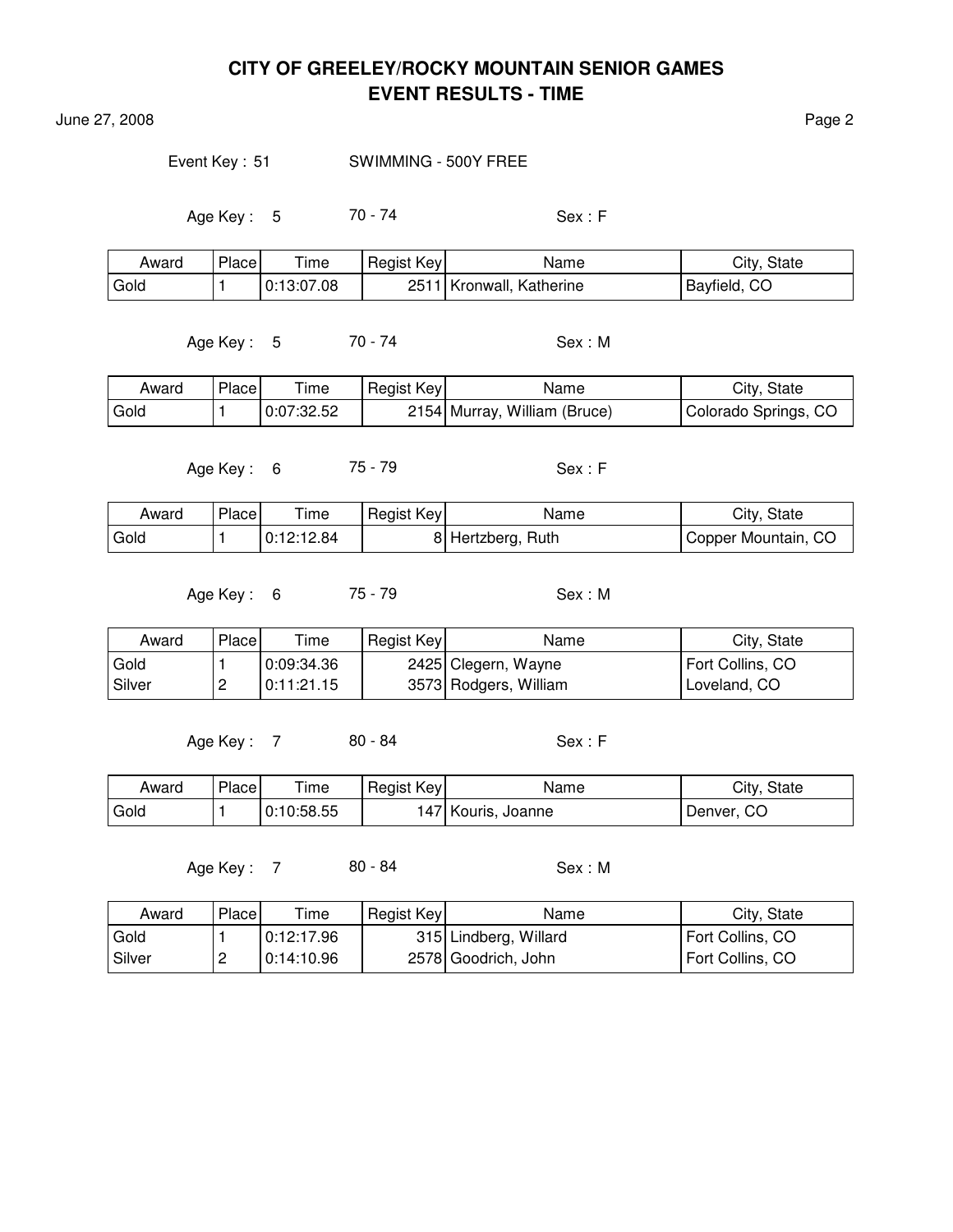# CITY OF GREELEY/ROCKY MOUNTAIN SENIOR GAMES
## EVENT RESULTS - TIME

June 27, 2008

Event Key : 51 SWIMMING - 500Y FREE

Age Key : 5 70 - 74 Sex : F

| Award | Place | Time | Regist Key | Name | City, State |
|---|---|---|---|---|---|
| Gold | 1 | 0:13:07.08 | 2511 | Kronwall, Katherine | Bayfield, CO |

Age Key : 5 70 - 74 Sex : M

| Award | Place | Time | Regist Key | Name | City, State |
|---|---|---|---|---|---|
| Gold | 1 | 0:07:32.52 | 2154 | Murray, William (Bruce) | Colorado Springs, CO |

Age Key : 6 75 - 79 Sex : F

| Award | Place | Time | Regist Key | Name | City, State |
|---|---|---|---|---|---|
| Gold | 1 | 0:12:12.84 | 8 | Hertzberg, Ruth | Copper Mountain, CO |

Age Key : 6 75 - 79 Sex : M

| Award | Place | Time | Regist Key | Name | City, State |
|---|---|---|---|---|---|
| Gold | 1 | 0:09:34.36 | 2425 | Clegern, Wayne | Fort Collins, CO |
| Silver | 2 | 0:11:21.15 | 3573 | Rodgers, William | Loveland, CO |

Age Key : 7 80 - 84 Sex : F

| Award | Place | Time | Regist Key | Name | City, State |
|---|---|---|---|---|---|
| Gold | 1 | 0:10:58.55 | 147 | Kouris, Joanne | Denver, CO |

Age Key : 7 80 - 84 Sex : M

| Award | Place | Time | Regist Key | Name | City, State |
|---|---|---|---|---|---|
| Gold | 1 | 0:12:17.96 | 315 | Lindberg, Willard | Fort Collins, CO |
| Silver | 2 | 0:14:10.96 | 2578 | Goodrich, John | Fort Collins, CO |